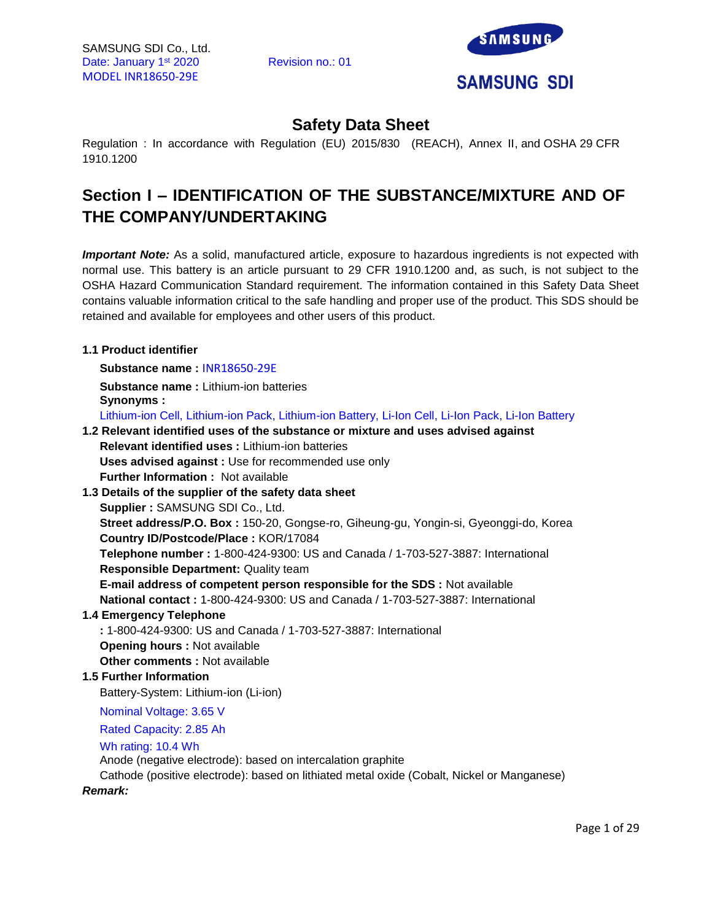SAMSUNG SDI Co., Ltd.
Date: January 1st 2020 Revision no.: 01
MODEL INR18650-29E

SAMSUNG SDI

# Safety Data Sheet

Regulation : In accordance with Regulation (EU) 2015/830 (REACH), Annex II, and OSHA 29 CFR 1910.1200

## Section I – IDENTIFICATION OF THE SUBSTANCE/MIXTURE AND OF THE COMPANY/UNDERTAKING

***Important Note:*** As a solid, manufactured article, exposure to hazardous ingredients is not expected with normal use. This battery is an article pursuant to 29 CFR 1910.1200 and, as such, is not subject to the OSHA Hazard Communication Standard requirement. The information contained in this Safety Data Sheet contains valuable information critical to the safe handling and proper use of the product. This SDS should be retained and available for employees and other users of this product.

**1.1 Product identifier**

**Substance name :** INR18650-29E

**Substance name :** Lithium-ion batteries

**Synonyms :**

Lithium-ion Cell, Lithium-ion Pack, Lithium-ion Battery, Li-Ion Cell, Li-Ion Pack, Li-Ion Battery

**1.2 Relevant identified uses of the substance or mixture and uses advised against**

**Relevant identified uses :** Lithium-ion batteries

**Uses advised against :** Use for recommended use only

**Further Information :** Not available

**1.3 Details of the supplier of the safety data sheet**

**Supplier :** SAMSUNG SDI Co., Ltd.

**Street address/P.O. Box :** 150-20, Gongse-ro, Giheung-gu, Yongin-si, Gyeonggi-do, Korea

**Country ID/Postcode/Place :** KOR/17084

**Telephone number :** 1-800-424-9300: US and Canada / 1-703-527-3887: International

**Responsible Department:** Quality team

**E-mail address of competent person responsible for the SDS :** Not available

**National contact :** 1-800-424-9300: US and Canada / 1-703-527-3887: International

**1.4 Emergency Telephone**

**:** 1-800-424-9300: US and Canada / 1-703-527-3887: International

**Opening hours :** Not available

**Other comments :** Not available

**1.5 Further Information**

Battery-System: Lithium-ion (Li-ion)

Nominal Voltage: 3.65 V

Rated Capacity: 2.85 Ah

Wh rating: 10.4 Wh

Anode (negative electrode): based on intercalation graphite

Cathode (positive electrode): based on lithiated metal oxide (Cobalt, Nickel or Manganese)

***Remark:***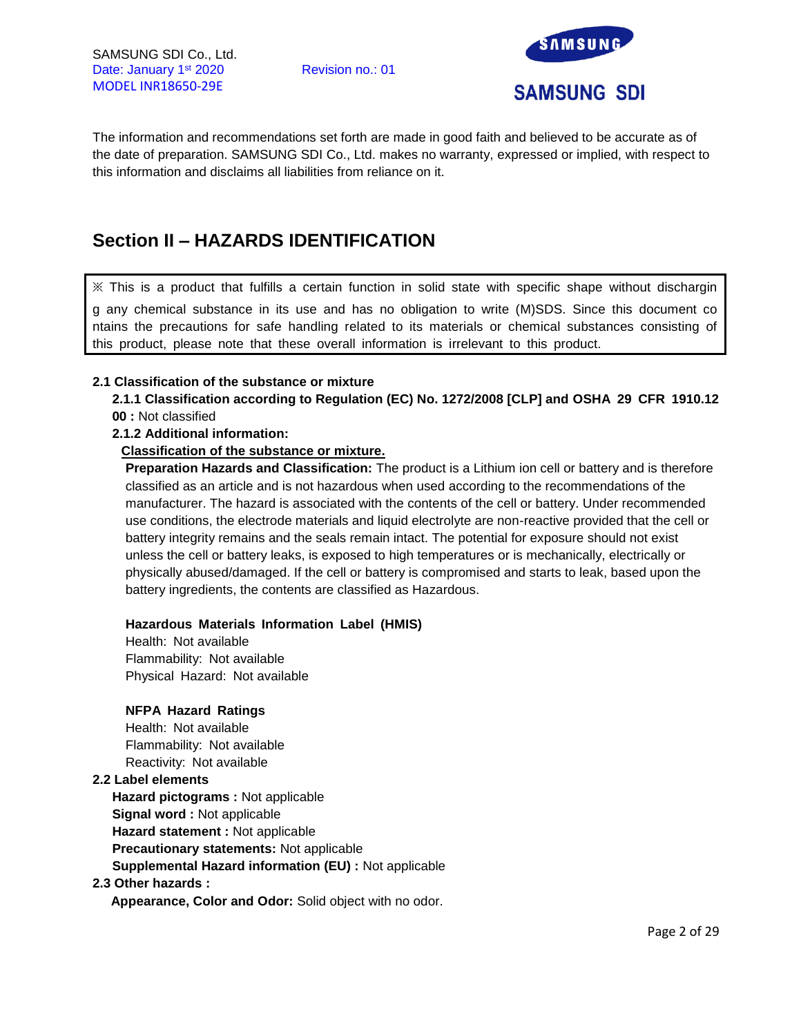The information and recommendations set forth are made in good faith and believed to be accurate as of the date of preparation. SAMSUNG SDI Co., Ltd. makes no warranty, expressed or implied, with respect to this information and disclaims all liabilities from reliance on it.

## Section II – HAZARDS IDENTIFICATION

※ This is a product that fulfills a certain function in solid state with specific shape without discharging any chemical substance in its use and has no obligation to write (M)SDS. Since this document contains the precautions for safe handling related to its materials or chemical substances consisting of this product, please note that these overall information is irrelevant to this product.

**2.1 Classification of the substance or mixture**

**2.1.1 Classification according to Regulation (EC) No. 1272/2008 [CLP] and OSHA 29 CFR 1910.1200 :** Not classified

**2.1.2 Additional information:**

**Classification of the substance or mixture.**

**Preparation Hazards and Classification:** The product is a Lithium ion cell or battery and is therefore classified as an article and is not hazardous when used according to the recommendations of the manufacturer. The hazard is associated with the contents of the cell or battery. Under recommended use conditions, the electrode materials and liquid electrolyte are non-reactive provided that the cell or battery integrity remains and the seals remain intact. The potential for exposure should not exist unless the cell or battery leaks, is exposed to high temperatures or is mechanically, electrically or physically abused/damaged. If the cell or battery is compromised and starts to leak, based upon the battery ingredients, the contents are classified as Hazardous.

**Hazardous Materials Information Label (HMIS)**

Health: Not available
Flammability: Not available
Physical Hazard: Not available

**NFPA Hazard Ratings**

Health: Not available
Flammability: Not available
Reactivity: Not available

**2.2 Label elements**

**Hazard pictograms :** Not applicable
**Signal word :** Not applicable
**Hazard statement :** Not applicable
**Precautionary statements:** Not applicable
**Supplemental Hazard information (EU) :** Not applicable

**2.3 Other hazards :**

**Appearance, Color and Odor:** Solid object with no odor.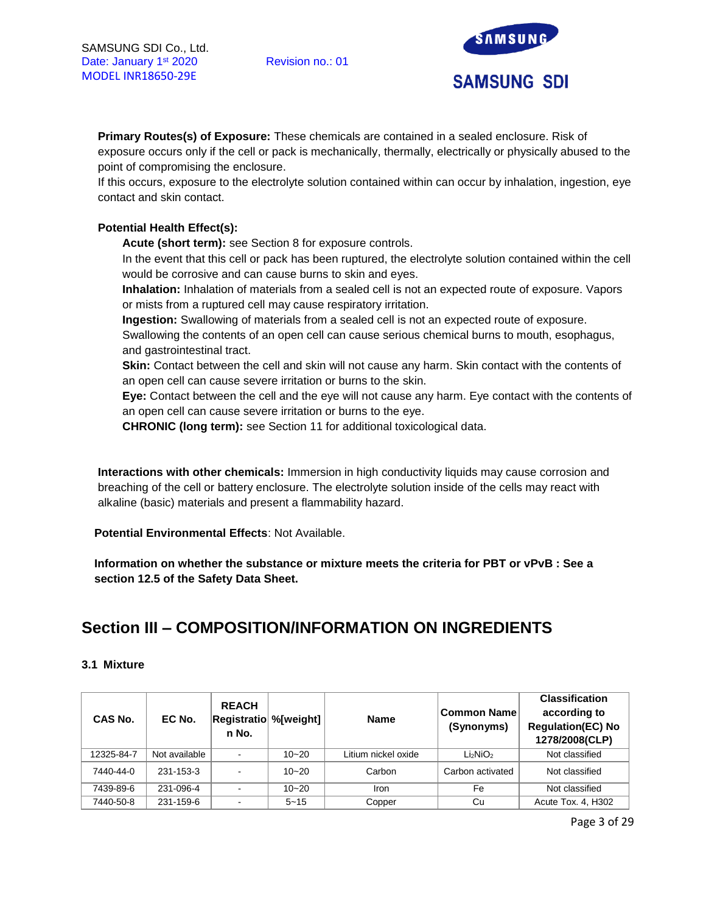**Primary Routes(s) of Exposure:** These chemicals are contained in a sealed enclosure. Risk of exposure occurs only if the cell or pack is mechanically, thermally, electrically or physically abused to the point of compromising the enclosure.
If this occurs, exposure to the electrolyte solution contained within can occur by inhalation, ingestion, eye contact and skin contact.

**Potential Health Effect(s):**

**Acute (short term):** see Section 8 for exposure controls.
In the event that this cell or pack has been ruptured, the electrolyte solution contained within the cell would be corrosive and can cause burns to skin and eyes.
**Inhalation:** Inhalation of materials from a sealed cell is not an expected route of exposure. Vapors or mists from a ruptured cell may cause respiratory irritation.
**Ingestion:** Swallowing of materials from a sealed cell is not an expected route of exposure. Swallowing the contents of an open cell can cause serious chemical burns to mouth, esophagus, and gastrointestinal tract.
**Skin:** Contact between the cell and skin will not cause any harm. Skin contact with the contents of an open cell can cause severe irritation or burns to the skin.
**Eye:** Contact between the cell and the eye will not cause any harm. Eye contact with the contents of an open cell can cause severe irritation or burns to the eye.
**CHRONIC (long term):** see Section 11 for additional toxicological data.

**Interactions with other chemicals:** Immersion in high conductivity liquids may cause corrosion and breaching of the cell or battery enclosure. The electrolyte solution inside of the cells may react with alkaline (basic) materials and present a flammability hazard.

**Potential Environmental Effects**: Not Available.

**Information on whether the substance or mixture meets the criteria for PBT or vPvB : See a section 12.5 of the Safety Data Sheet.**

## Section III – COMPOSITION/INFORMATION ON INGREDIENTS

### 3.1 Mixture

| CAS No. | EC No. | REACH Registration No. | %[weight] | Name | Common Name (Synonyms) | Classification according to Regulation(EC) No 1278/2008(CLP) |
|---|---|---|---|---|---|---|
| 12325-84-7 | Not available | - | 10~20 | Litium nickel oxide | $Li_2NiO_2$ | Not classified |
| 7440-44-0 | 231-153-3 | - | 10~20 | Carbon | Carbon activated | Not classified |
| 7439-89-6 | 231-096-4 | - | 10~20 | Iron | Fe | Not classified |
| 7440-50-8 | 231-159-6 | - | 5~15 | Copper | Cu | Acute Tox. 4, H302 |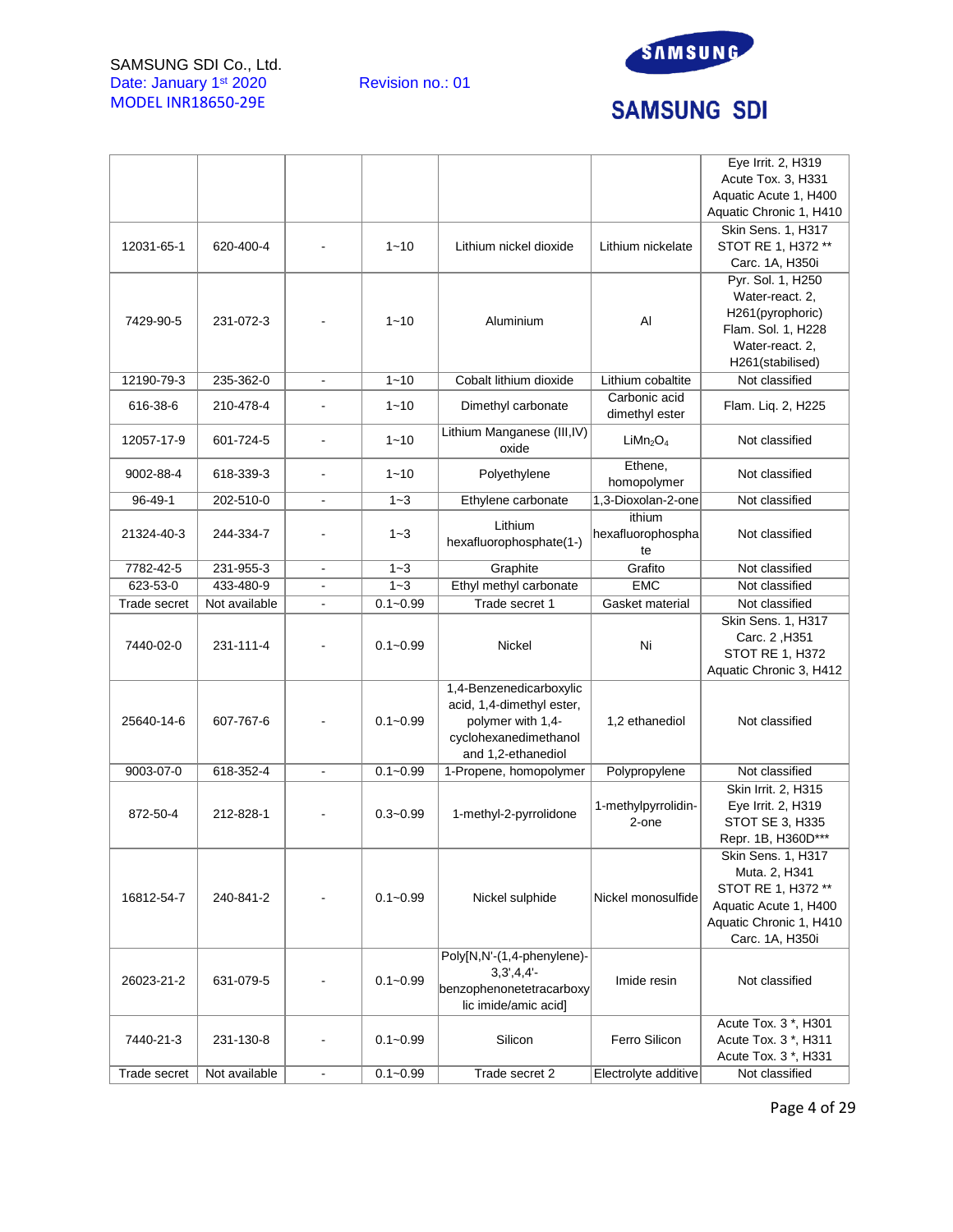| | | | | | | |
|---|---|---|---|---|---|---|
| | | | | | | Eye Irrit. 2, H319<br>Acute Tox. 3, H331<br>Aquatic Acute 1, H400<br>Aquatic Chronic 1, H410 |
| 12031-65-1 | 620-400-4 | - | 1~10 | Lithium nickel dioxide | Lithium nickelate | Skin Sens. 1, H317<br>STOT RE 1, H372 **<br>Carc. 1A, H350i |
| 7429-90-5 | 231-072-3 | - | 1~10 | Aluminium | Al | Pyr. Sol. 1, H250<br>Water-react. 2, H261(pyrophoric)<br>Flam. Sol. 1, H228<br>Water-react. 2, H261(stabilised) |
| 12190-79-3 | 235-362-0 | - | 1~10 | Cobalt lithium dioxide | Lithium cobaltite | Not classified |
| 616-38-6 | 210-478-4 | - | 1~10 | Dimethyl carbonate | Carbonic acid dimethyl ester | Flam. Liq. 2, H225 |
| 12057-17-9 | 601-724-5 | - | 1~10 | Lithium Manganese (III,IV) oxide | $LiMn_2O_4$ | Not classified |
| 9002-88-4 | 618-339-3 | - | 1~10 | Polyethylene | Ethene, homopolymer | Not classified |
| 96-49-1 | 202-510-0 | - | 1~3 | Ethylene carbonate | 1,3-Dioxolan-2-one | Not classified |
| 21324-40-3 | 244-334-7 | - | 1~3 | Lithium hexafluorophosphate(1-) | ithium hexafluorophosphate | Not classified |
| 7782-42-5 | 231-955-3 | - | 1~3 | Graphite | Grafito | Not classified |
| 623-53-0 | 433-480-9 | - | 1~3 | Ethyl methyl carbonate | EMC | Not classified |
| Trade secret | Not available | - | 0.1~0.99 | Trade secret 1 | Gasket material | Not classified |
| 7440-02-0 | 231-111-4 | - | 0.1~0.99 | Nickel | Ni | Skin Sens. 1, H317<br>Carc. 2 ,H351<br>STOT RE 1, H372<br>Aquatic Chronic 3, H412 |
| 25640-14-6 | 607-767-6 | - | 0.1~0.99 | 1,4-Benzenedicarboxylic acid, 1,4-dimethyl ester, polymer with 1,4-cyclohexanedimethanol and 1,2-ethanediol | 1,2 ethanediol | Not classified |
| 9003-07-0 | 618-352-4 | - | 0.1~0.99 | 1-Propene, homopolymer | Polypropylene | Not classified |
| 872-50-4 | 212-828-1 | - | 0.3~0.99 | 1-methyl-2-pyrrolidone | 1-methylpyrrolidin-2-one | Skin Irrit. 2, H315<br>Eye Irrit. 2, H319<br>STOT SE 3, H335<br>Repr. 1B, H360D*** |
| 16812-54-7 | 240-841-2 | - | 0.1~0.99 | Nickel sulphide | Nickel monosulfide | Skin Sens. 1, H317<br>Muta. 2, H341<br>STOT RE 1, H372 **<br>Aquatic Acute 1, H400<br>Aquatic Chronic 1, H410<br>Carc. 1A, H350i |
| 26023-21-2 | 631-079-5 | - | 0.1~0.99 | Poly[N,N'-(1,4-phenylene)-3,3',4,4'-benzophenonetetracarboxylic imide/amic acid] | Imide resin | Not classified |
| 7440-21-3 | 231-130-8 | - | 0.1~0.99 | Silicon | Ferro Silicon | Acute Tox. 3 *, H301<br>Acute Tox. 3 *, H311<br>Acute Tox. 3 *, H331 |
| Trade secret | Not available | - | 0.1~0.99 | Trade secret 2 | Electrolyte additive | Not classified |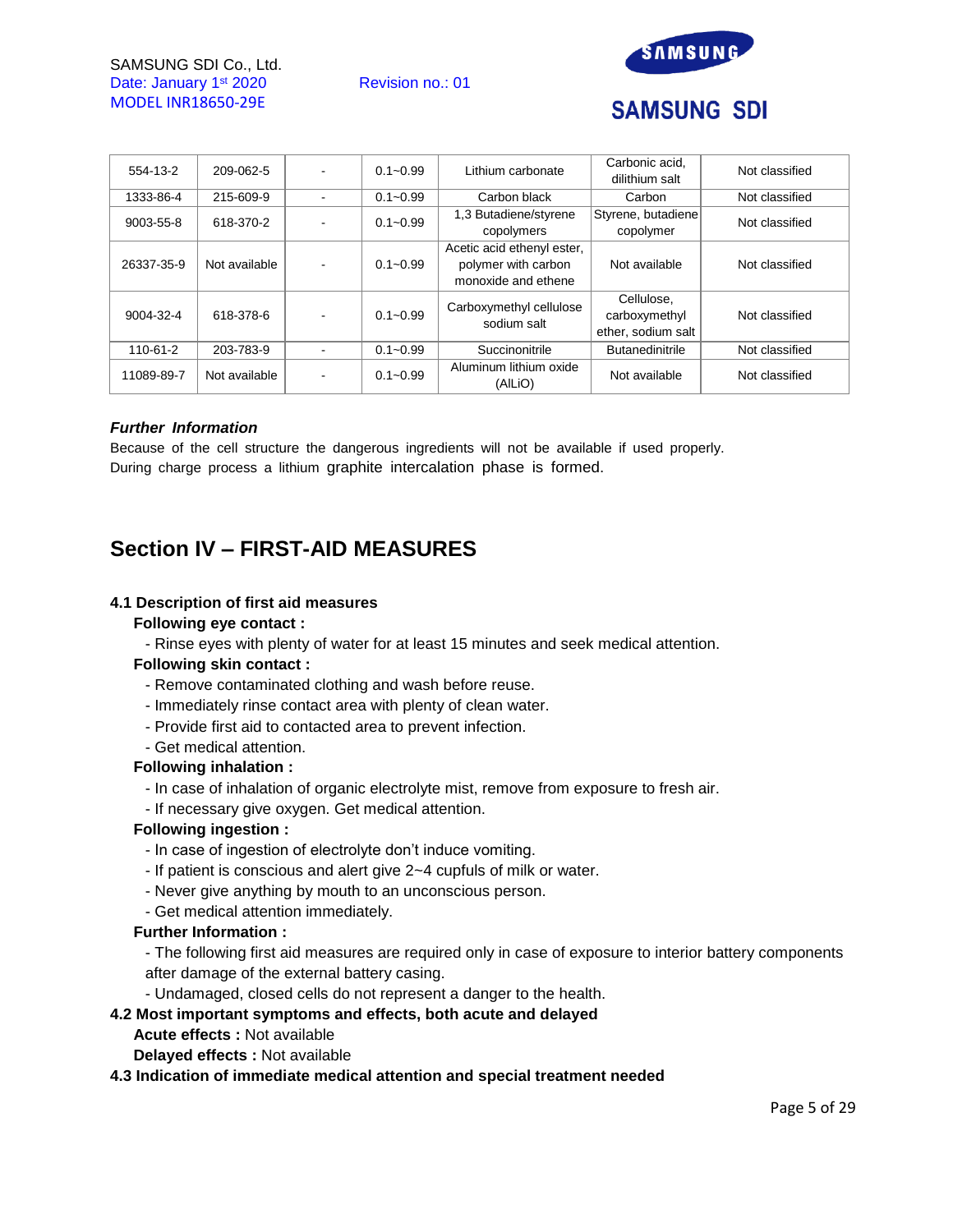| 554-13-2 | 209-062-5 | - | 0.1~0.99 | Lithium carbonate | Carbonic acid, dilithium salt | Not classified |
|---|---|---|---|---|---|---|
| 1333-86-4 | 215-609-9 | - | 0.1~0.99 | Carbon black | Carbon | Not classified |
| 9003-55-8 | 618-370-2 | - | 0.1~0.99 | 1,3 Butadiene/styrene copolymers | Styrene, butadiene copolymer | Not classified |
| 26337-35-9 | Not available | - | 0.1~0.99 | Acetic acid ethenyl ester, polymer with carbon monoxide and ethene | Not available | Not classified |
| 9004-32-4 | 618-378-6 | - | 0.1~0.99 | Carboxymethyl cellulose sodium salt | Cellulose, carboxymethyl ether, sodium salt | Not classified |
| 110-61-2 | 203-783-9 | - | 0.1~0.99 | Succinonitrile | Butanedinitrile | Not classified |
| 11089-89-7 | Not available | - | 0.1~0.99 | Aluminum lithium oxide (AlLiO) | Not available | Not classified |

***Further Information***

Because of the cell structure the dangerous ingredients will not be available if used properly. During charge process a lithium graphite intercalation phase is formed.

## Section IV – FIRST-AID MEASURES

**4.1 Description of first aid measures**

**Following eye contact :**

- Rinse eyes with plenty of water for at least 15 minutes and seek medical attention.

**Following skin contact :**

- Remove contaminated clothing and wash before reuse.
- Immediately rinse contact area with plenty of clean water.
- Provide first aid to contacted area to prevent infection.
- Get medical attention.

**Following inhalation :**

- In case of inhalation of organic electrolyte mist, remove from exposure to fresh air.
- If necessary give oxygen. Get medical attention.

**Following ingestion :**

- In case of ingestion of electrolyte don't induce vomiting.
- If patient is conscious and alert give 2~4 cupfuls of milk or water.
- Never give anything by mouth to an unconscious person.
- Get medical attention immediately.

**Further Information :**

- The following first aid measures are required only in case of exposure to interior battery components after damage of the external battery casing.
- Undamaged, closed cells do not represent a danger to the health.

**4.2 Most important symptoms and effects, both acute and delayed**

**Acute effects :** Not available

**Delayed effects :** Not available

**4.3 Indication of immediate medical attention and special treatment needed**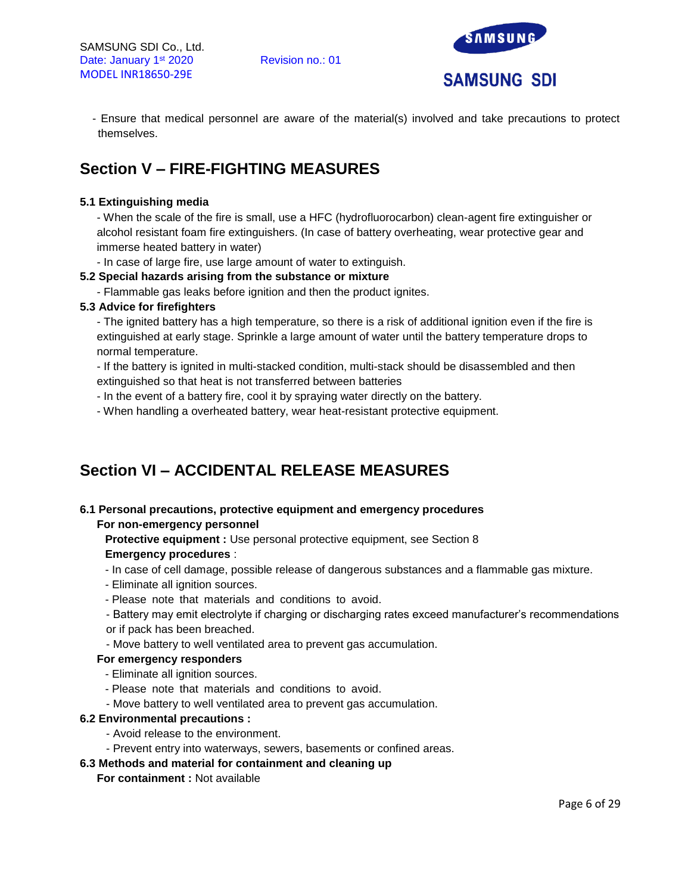- Ensure that medical personnel are aware of the material(s) involved and take precautions to protect themselves.

## Section V – FIRE-FIGHTING MEASURES

**5.1 Extinguishing media**

- When the scale of the fire is small, use a HFC (hydrofluorocarbon) clean-agent fire extinguisher or alcohol resistant foam fire extinguishers. (In case of battery overheating, wear protective gear and immerse heated battery in water)
- In case of large fire, use large amount of water to extinguish.

**5.2 Special hazards arising from the substance or mixture**

- Flammable gas leaks before ignition and then the product ignites.

**5.3 Advice for firefighters**

- The ignited battery has a high temperature, so there is a risk of additional ignition even if the fire is extinguished at early stage. Sprinkle a large amount of water until the battery temperature drops to normal temperature.
- If the battery is ignited in multi-stacked condition, multi-stack should be disassembled and then extinguished so that heat is not transferred between batteries
- In the event of a battery fire, cool it by spraying water directly on the battery.
- When handling a overheated battery, wear heat-resistant protective equipment.

## Section VI – ACCIDENTAL RELEASE MEASURES

**6.1 Personal precautions, protective equipment and emergency procedures**

**For non-emergency personnel**

**Protective equipment :** Use personal protective equipment, see Section 8

**Emergency procedures** :

- In case of cell damage, possible release of dangerous substances and a flammable gas mixture.
- Eliminate all ignition sources.
- Please note that materials and conditions to avoid.
- Battery may emit electrolyte if charging or discharging rates exceed manufacturer's recommendations or if pack has been breached.
- Move battery to well ventilated area to prevent gas accumulation.

**For emergency responders**

- Eliminate all ignition sources.
- Please note that materials and conditions to avoid.
- Move battery to well ventilated area to prevent gas accumulation.

**6.2 Environmental precautions :**

- Avoid release to the environment.
- Prevent entry into waterways, sewers, basements or confined areas.

**6.3 Methods and material for containment and cleaning up**

**For containment :** Not available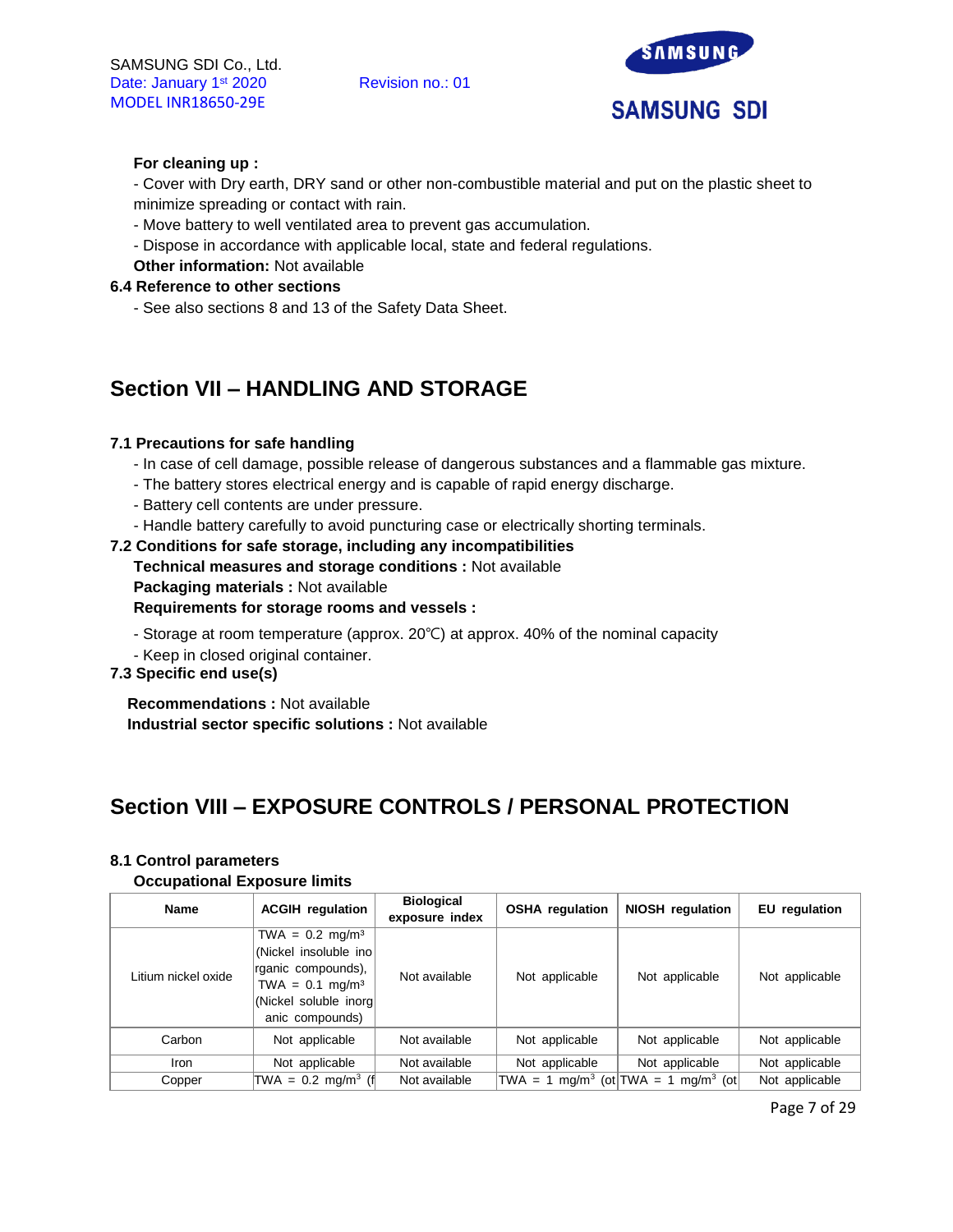**For cleaning up :**

- Cover with Dry earth, DRY sand or other non-combustible material and put on the plastic sheet to minimize spreading or contact with rain.
- Move battery to well ventilated area to prevent gas accumulation.
- Dispose in accordance with applicable local, state and federal regulations.

**Other information:** Not available

**6.4 Reference to other sections**

- See also sections 8 and 13 of the Safety Data Sheet.

## Section VII – HANDLING AND STORAGE

**7.1 Precautions for safe handling**

- In case of cell damage, possible release of dangerous substances and a flammable gas mixture.
- The battery stores electrical energy and is capable of rapid energy discharge.
- Battery cell contents are under pressure.
- Handle battery carefully to avoid puncturing case or electrically shorting terminals.

**7.2 Conditions for safe storage, including any incompatibilities**

**Technical measures and storage conditions :** Not available

**Packaging materials :** Not available

**Requirements for storage rooms and vessels :**

- Storage at room temperature (approx. 20℃) at approx. 40% of the nominal capacity
- Keep in closed original container.

**7.3 Specific end use(s)**

**Recommendations :** Not available

**Industrial sector specific solutions :** Not available

## Section VIII – EXPOSURE CONTROLS / PERSONAL PROTECTION

**8.1 Control parameters**

**Occupational Exposure limits**

| Name | ACGIH regulation | Biological exposure index | OSHA regulation | NIOSH regulation | EU regulation |
|---|---|---|---|---|---|
| Litium nickel oxide | TWA = 0.2 mg/m³ (Nickel insoluble inorganic compounds), TWA = 0.1 mg/m³ (Nickel soluble inorganic compounds) | Not available | Not applicable | Not applicable | Not applicable |
| Carbon | Not applicable | Not available | Not applicable | Not applicable | Not applicable |
| Iron | Not applicable | Not available | Not applicable | Not applicable | Not applicable |
| Copper | TWA = 0.2 mg/m³ (f | Not available | TWA = 1 mg/m³ (ot | TWA = 1 mg/m³ (ot | Not applicable |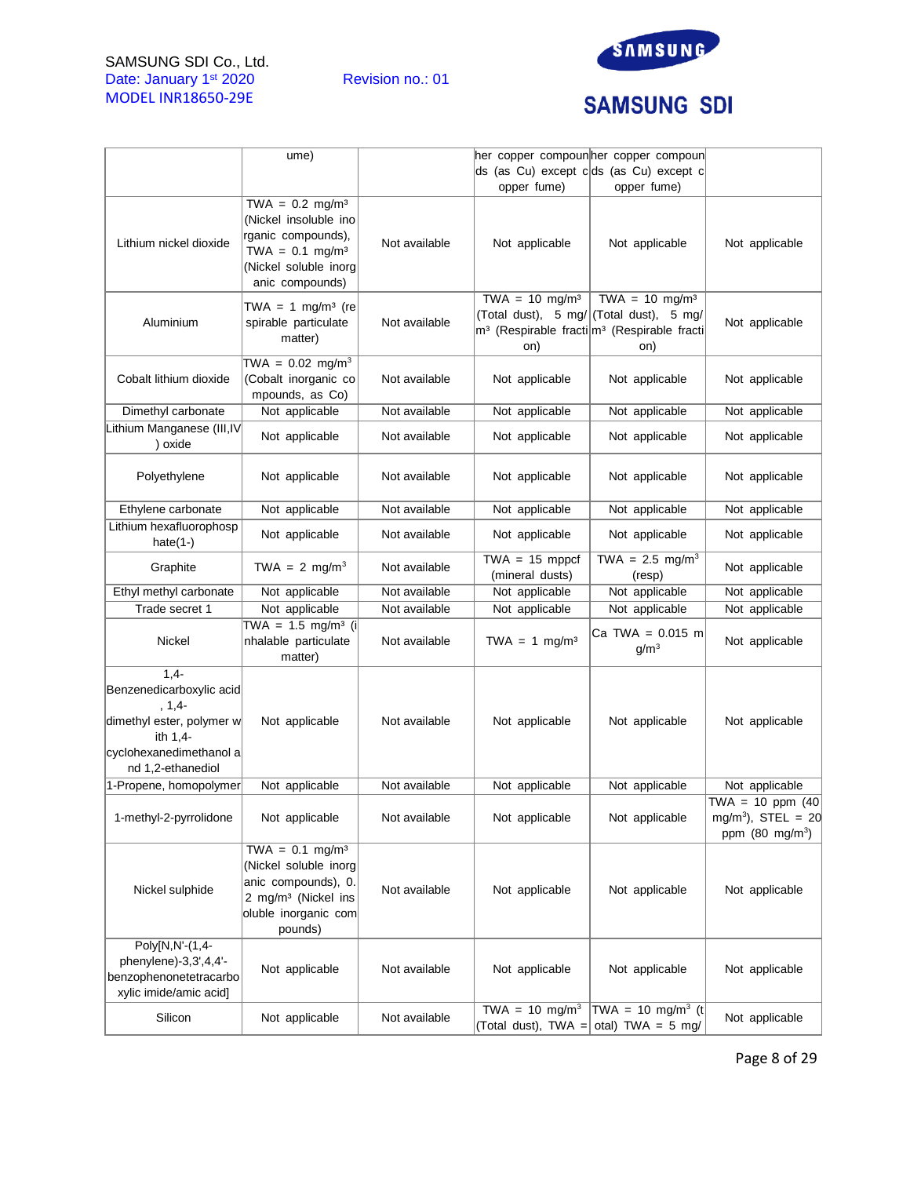| | | | | | |
|---|---|---|---|---|---|
| | ume) | | her copper compounds (as Cu) except copper fume) | her copper compounds (as Cu) except copper fume) | |
| Lithium nickel dioxide | TWA = 0.2 mg/m³ (Nickel insoluble inorganic compounds), TWA = 0.1 mg/m³ (Nickel soluble inorganic compounds) | Not available | Not applicable | Not applicable | Not applicable |
| Aluminium | TWA = 1 mg/m³ (respirable particulate matter) | Not available | TWA = 10 mg/m³ (Total dust), 5 mg/m³ (Respirable fraction) | TWA = 10 mg/m³ (Total dust), 5 mg/m³ (Respirable fraction) | Not applicable |
| Cobalt lithium dioxide | TWA = 0.02 mg/m³ (Cobalt inorganic compounds, as Co) | Not available | Not applicable | Not applicable | Not applicable |
| Dimethyl carbonate | Not applicable | Not available | Not applicable | Not applicable | Not applicable |
| Lithium Manganese (III,IV) oxide | Not applicable | Not available | Not applicable | Not applicable | Not applicable |
| Polyethylene | Not applicable | Not available | Not applicable | Not applicable | Not applicable |
| Ethylene carbonate | Not applicable | Not available | Not applicable | Not applicable | Not applicable |
| Lithium hexafluorophosphate(1-) | Not applicable | Not available | Not applicable | Not applicable | Not applicable |
| Graphite | TWA = 2 mg/m³ | Not available | TWA = 15 mppcf (mineral dusts) | TWA = 2.5 mg/m³ (resp) | Not applicable |
| Ethyl methyl carbonate | Not applicable | Not available | Not applicable | Not applicable | Not applicable |
| Trade secret 1 | Not applicable | Not available | Not applicable | Not applicable | Not applicable |
| Nickel | TWA = 1.5 mg/m³ (inhalable particulate matter) | Not available | TWA = 1 mg/m³ | Ca TWA = 0.015 mg/m³ | Not applicable |
| 1,4-Benzenedicarboxylic acid, 1,4-dimethyl ester, polymer with 1,4-cyclohexanedimethanol and 1,2-ethanediol | Not applicable | Not available | Not applicable | Not applicable | Not applicable |
| 1-Propene, homopolymer | Not applicable | Not available | Not applicable | Not applicable | Not applicable |
| 1-methyl-2-pyrrolidone | Not applicable | Not available | Not applicable | Not applicable | TWA = 10 ppm (40 mg/m³), STEL = 20 ppm (80 mg/m³) |
| Nickel sulphide | TWA = 0.1 mg/m³ (Nickel soluble inorganic compounds), 0.2 mg/m³ (Nickel insoluble inorganic compounds) | Not available | Not applicable | Not applicable | Not applicable |
| Poly[N,N'-(1,4-phenylene)-3,3',4,4'-benzophenonetetracarboxylic imide/amic acid] | Not applicable | Not available | Not applicable | Not applicable | Not applicable |
| Silicon | Not applicable | Not available | TWA = 10 mg/m³ (Total dust), TWA = | TWA = 10 mg/m³ (total) TWA = 5 mg/ | Not applicable |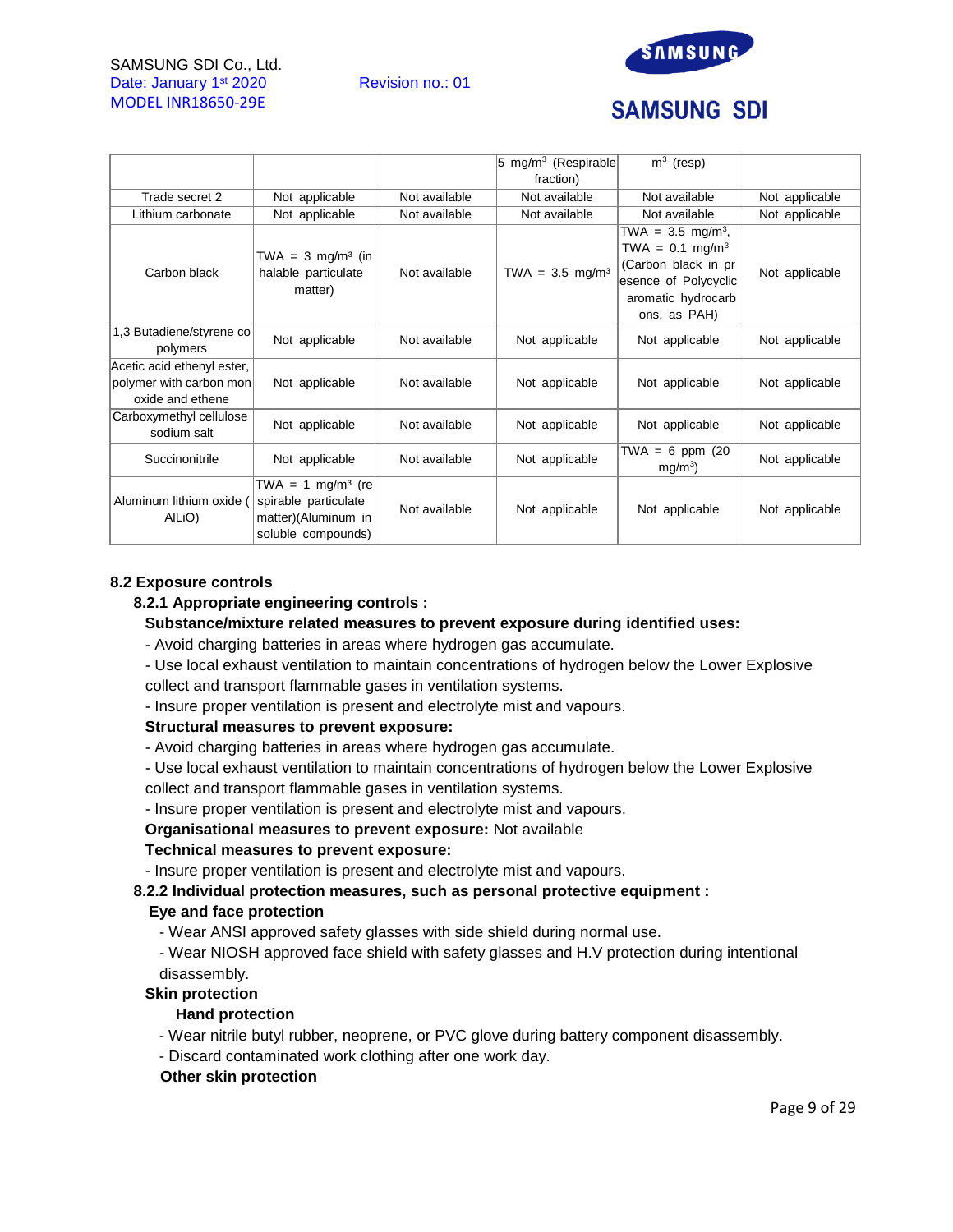| | | | 5 mg/m$^3$ (Respirable fraction) | m$^3$ (resp) | |
|---|---|---|---|---|---|
| Trade secret 2 | Not applicable | Not available | Not available | Not available | Not applicable |
| Lithium carbonate | Not applicable | Not available | Not available | Not available | Not applicable |
| Carbon black | TWA = 3 mg/m³ (inhalable particulate matter) | Not available | TWA = 3.5 mg/m³ | TWA = 3.5 mg/m$^3$, TWA = 0.1 mg/m³ (Carbon black in presence of Polycyclic aromatic hydrocarbons, as PAH) | Not applicable |
| 1,3 Butadiene/styrene copolymers | Not applicable | Not available | Not applicable | Not applicable | Not applicable |
| Acetic acid ethenyl ester, polymer with carbon monoxide and ethene | Not applicable | Not available | Not applicable | Not applicable | Not applicable |
| Carboxymethyl cellulose sodium salt | Not applicable | Not available | Not applicable | Not applicable | Not applicable |
| Succinonitrile | Not applicable | Not available | Not applicable | TWA = 6 ppm (20 mg/m$^3$) | Not applicable |
| Aluminum lithium oxide (AlLiO) | TWA = 1 mg/m³ (respirable particulate matter)(Aluminum insoluble compounds) | Not available | Not applicable | Not applicable | Not applicable |

### 8.2 Exposure controls

#### 8.2.1 Appropriate engineering controls :

**Substance/mixture related measures to prevent exposure during identified uses:**

- Avoid charging batteries in areas where hydrogen gas accumulate.
- Use local exhaust ventilation to maintain concentrations of hydrogen below the Lower Explosive collect and transport flammable gases in ventilation systems.
- Insure proper ventilation is present and electrolyte mist and vapours.

**Structural measures to prevent exposure:**

- Avoid charging batteries in areas where hydrogen gas accumulate.
- Use local exhaust ventilation to maintain concentrations of hydrogen below the Lower Explosive collect and transport flammable gases in ventilation systems.
- Insure proper ventilation is present and electrolyte mist and vapours.

**Organisational measures to prevent exposure:** Not available

**Technical measures to prevent exposure:**

- Insure proper ventilation is present and electrolyte mist and vapours.

#### 8.2.2 Individual protection measures, such as personal protective equipment :

**Eye and face protection**

- Wear ANSI approved safety glasses with side shield during normal use.
- Wear NIOSH approved face shield with safety glasses and H.V protection during intentional disassembly.

**Skin protection**

**Hand protection**

- Wear nitrile butyl rubber, neoprene, or PVC glove during battery component disassembly.
- Discard contaminated work clothing after one work day.

**Other skin protection**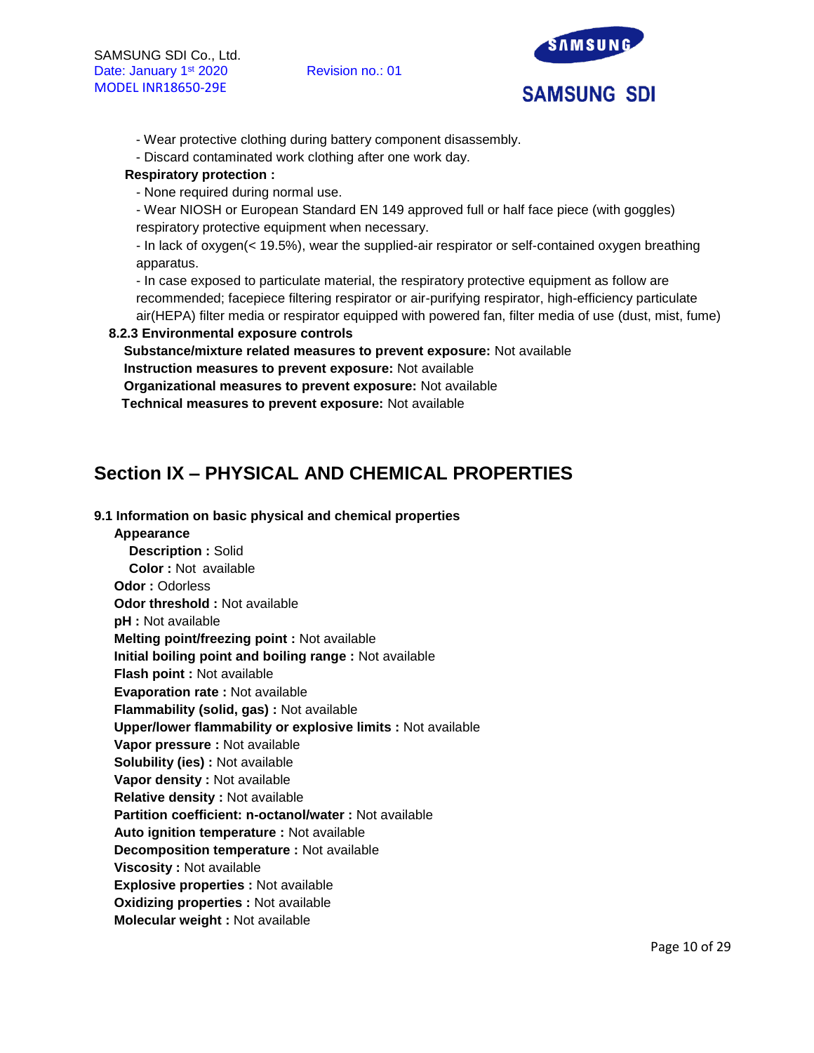- Wear protective clothing during battery component disassembly.
- Discard contaminated work clothing after one work day.

**Respiratory protection :**

- None required during normal use.
- Wear NIOSH or European Standard EN 149 approved full or half face piece (with goggles) respiratory protective equipment when necessary.
- In lack of oxygen(< 19.5%), wear the supplied-air respirator or self-contained oxygen breathing apparatus.
- In case exposed to particulate material, the respiratory protective equipment as follow are recommended; facepiece filtering respirator or air-purifying respirator, high-efficiency particulate air(HEPA) filter media or respirator equipped with powered fan, filter media of use (dust, mist, fume)

**8.2.3 Environmental exposure controls**

**Substance/mixture related measures to prevent exposure:** Not available

**Instruction measures to prevent exposure:** Not available

**Organizational measures to prevent exposure:** Not available

**Technical measures to prevent exposure:** Not available

# Section IX – PHYSICAL AND CHEMICAL PROPERTIES

**9.1 Information on basic physical and chemical properties**

**Appearance**

**Description :** Solid

**Color :** Not available

**Odor :** Odorless

**Odor threshold :** Not available

**pH :** Not available

**Melting point/freezing point :** Not available

**Initial boiling point and boiling range :** Not available

**Flash point :** Not available

**Evaporation rate :** Not available

**Flammability (solid, gas) :** Not available

**Upper/lower flammability or explosive limits :** Not available

**Vapor pressure :** Not available

**Solubility (ies) :** Not available

**Vapor density :** Not available

**Relative density :** Not available

**Partition coefficient: n-octanol/water :** Not available

**Auto ignition temperature :** Not available

**Decomposition temperature :** Not available

**Viscosity :** Not available

**Explosive properties :** Not available

**Oxidizing properties :** Not available

**Molecular weight :** Not available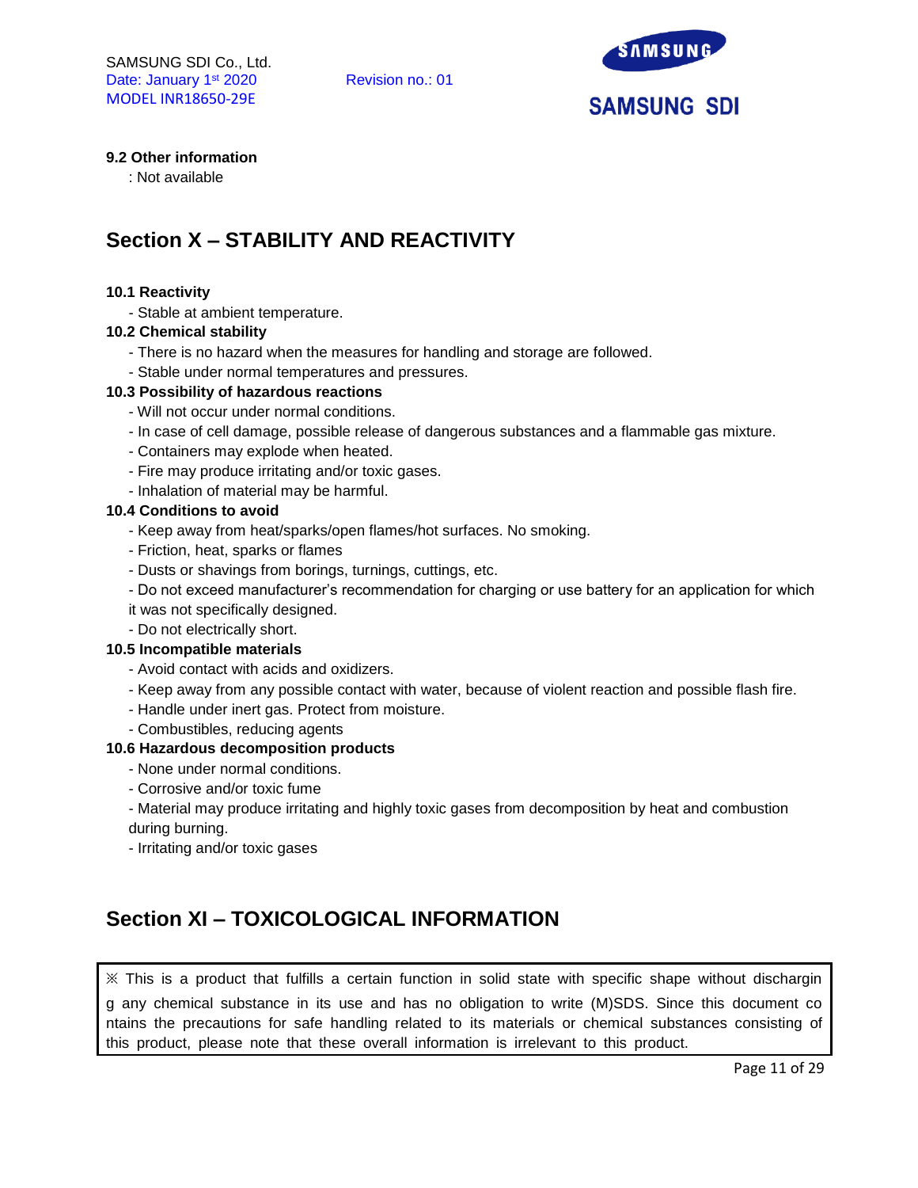**9.2 Other information**

: Not available

## Section X – STABILITY AND REACTIVITY

**10.1 Reactivity**

- Stable at ambient temperature.

**10.2 Chemical stability**

- There is no hazard when the measures for handling and storage are followed.
- Stable under normal temperatures and pressures.

**10.3 Possibility of hazardous reactions**

- Will not occur under normal conditions.
- In case of cell damage, possible release of dangerous substances and a flammable gas mixture.
- Containers may explode when heated.
- Fire may produce irritating and/or toxic gases.
- Inhalation of material may be harmful.

**10.4 Conditions to avoid**

- Keep away from heat/sparks/open flames/hot surfaces. No smoking.
- Friction, heat, sparks or flames
- Dusts or shavings from borings, turnings, cuttings, etc.
- Do not exceed manufacturer's recommendation for charging or use battery for an application for which it was not specifically designed.
- Do not electrically short.

**10.5 Incompatible materials**

- Avoid contact with acids and oxidizers.
- Keep away from any possible contact with water, because of violent reaction and possible flash fire.
- Handle under inert gas. Protect from moisture.
- Combustibles, reducing agents

**10.6 Hazardous decomposition products**

- None under normal conditions.
- Corrosive and/or toxic fume
- Material may produce irritating and highly toxic gases from decomposition by heat and combustion during burning.
- Irritating and/or toxic gases

## Section XI – TOXICOLOGICAL INFORMATION

※ This is a product that fulfills a certain function in solid state with specific shape without discharging any chemical substance in its use and has no obligation to write (M)SDS. Since this document contains the precautions for safe handling related to its materials or chemical substances consisting of this product, please note that these overall information is irrelevant to this product.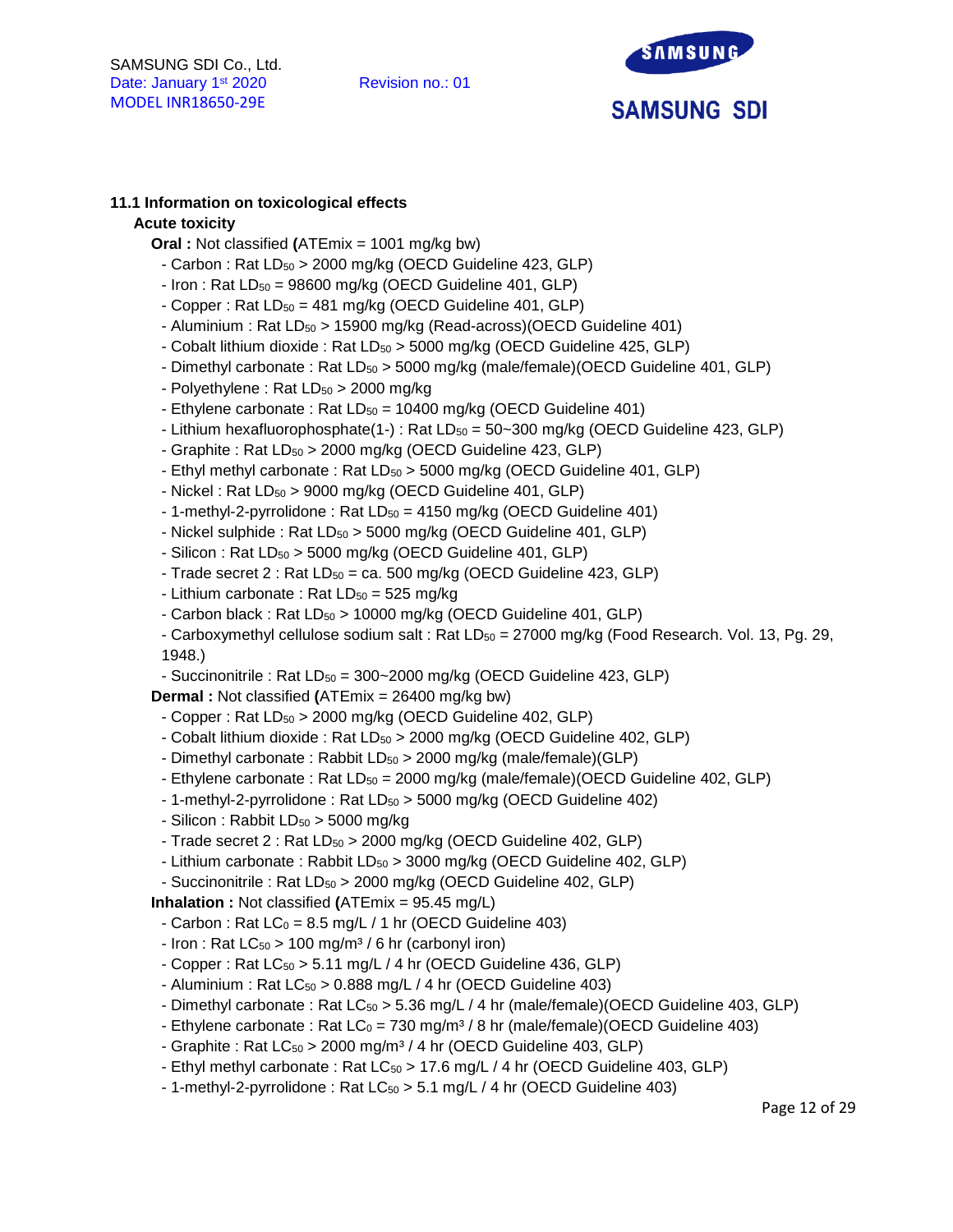### 11.1 Information on toxicological effects

**Acute toxicity**

**Oral :** Not classified **(**ATEmix = 1001 mg/kg bw)

- Carbon : Rat $LD_{50}$ > 2000 mg/kg (OECD Guideline 423, GLP)
- Iron : Rat $LD_{50}$ = 98600 mg/kg (OECD Guideline 401, GLP)
- Copper : Rat $LD_{50}$ = 481 mg/kg (OECD Guideline 401, GLP)
- Aluminium : Rat $LD_{50}$ > 15900 mg/kg (Read-across)(OECD Guideline 401)
- Cobalt lithium dioxide : Rat $LD_{50}$ > 5000 mg/kg (OECD Guideline 425, GLP)
- Dimethyl carbonate : Rat $LD_{50}$ > 5000 mg/kg (male/female)(OECD Guideline 401, GLP)
- Polyethylene : Rat $LD_{50}$ > 2000 mg/kg
- Ethylene carbonate : Rat $LD_{50}$ = 10400 mg/kg (OECD Guideline 401)
- Lithium hexafluorophosphate(1-) : Rat $LD_{50}$ = 50~300 mg/kg (OECD Guideline 423, GLP)
- Graphite : Rat $LD_{50}$ > 2000 mg/kg (OECD Guideline 423, GLP)
- Ethyl methyl carbonate : Rat $LD_{50}$ > 5000 mg/kg (OECD Guideline 401, GLP)
- Nickel : Rat $LD_{50}$ > 9000 mg/kg (OECD Guideline 401, GLP)
- 1-methyl-2-pyrrolidone : Rat $LD_{50}$ = 4150 mg/kg (OECD Guideline 401)
- Nickel sulphide : Rat $LD_{50}$ > 5000 mg/kg (OECD Guideline 401, GLP)
- Silicon : Rat $LD_{50}$ > 5000 mg/kg (OECD Guideline 401, GLP)
- Trade secret 2 : Rat $LD_{50}$ = ca. 500 mg/kg (OECD Guideline 423, GLP)
- Lithium carbonate : Rat $LD_{50}$ = 525 mg/kg
- Carbon black : Rat $LD_{50}$ > 10000 mg/kg (OECD Guideline 401, GLP)
- Carboxymethyl cellulose sodium salt : Rat $LD_{50}$ = 27000 mg/kg (Food Research. Vol. 13, Pg. 29, 1948.)
- Succinonitrile : Rat $LD_{50}$ = 300~2000 mg/kg (OECD Guideline 423, GLP)

**Dermal :** Not classified **(**ATEmix = 26400 mg/kg bw)

- Copper : Rat $LD_{50}$ > 2000 mg/kg (OECD Guideline 402, GLP)
- Cobalt lithium dioxide : Rat $LD_{50}$ > 2000 mg/kg (OECD Guideline 402, GLP)
- Dimethyl carbonate : Rabbit $LD_{50}$ > 2000 mg/kg (male/female)(GLP)
- Ethylene carbonate : Rat $LD_{50}$ = 2000 mg/kg (male/female)(OECD Guideline 402, GLP)
- 1-methyl-2-pyrrolidone : Rat $LD_{50}$ > 5000 mg/kg (OECD Guideline 402)
- Silicon : Rabbit $LD_{50}$ > 5000 mg/kg
- Trade secret 2 : Rat $LD_{50}$ > 2000 mg/kg (OECD Guideline 402, GLP)
- Lithium carbonate : Rabbit $LD_{50}$ > 3000 mg/kg (OECD Guideline 402, GLP)
- Succinonitrile : Rat $LD_{50}$ > 2000 mg/kg (OECD Guideline 402, GLP)

**Inhalation :** Not classified **(**ATEmix = 95.45 mg/L)

- Carbon : Rat $LC_0$ = 8.5 mg/L / 1 hr (OECD Guideline 403)
- Iron : Rat $LC_{50}$ > 100 mg/m³ / 6 hr (carbonyl iron)
- Copper : Rat $LC_{50}$ > 5.11 mg/L / 4 hr (OECD Guideline 436, GLP)
- Aluminium : Rat $LC_{50}$ > 0.888 mg/L / 4 hr (OECD Guideline 403)
- Dimethyl carbonate : Rat $LC_{50}$ > 5.36 mg/L / 4 hr (male/female)(OECD Guideline 403, GLP)
- Ethylene carbonate : Rat $LC_0$ = 730 mg/m³ / 8 hr (male/female)(OECD Guideline 403)
- Graphite : Rat $LC_{50}$ > 2000 mg/m³ / 4 hr (OECD Guideline 403, GLP)
- Ethyl methyl carbonate : Rat $LC_{50}$ > 17.6 mg/L / 4 hr (OECD Guideline 403, GLP)
- 1-methyl-2-pyrrolidone : Rat $LC_{50}$ > 5.1 mg/L / 4 hr (OECD Guideline 403)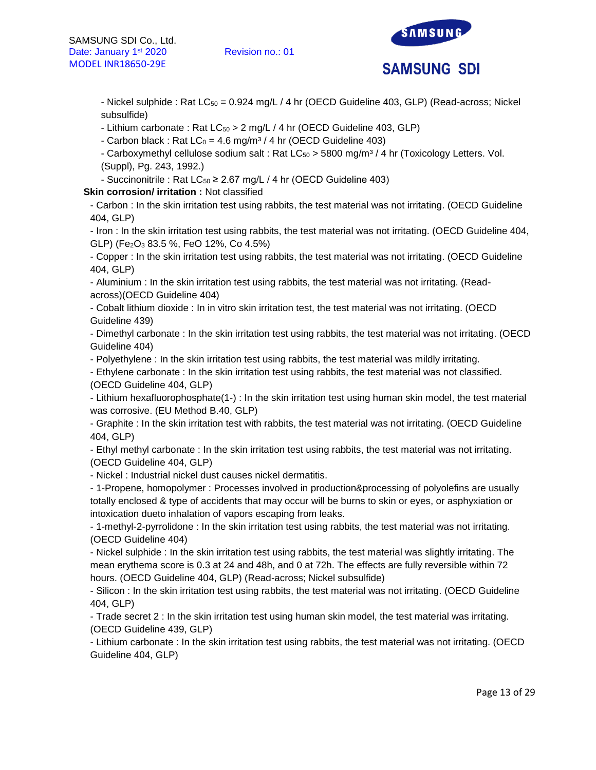- Nickel sulphide : Rat $LC_{50}$ = 0.924 mg/L / 4 hr (OECD Guideline 403, GLP) (Read-across; Nickel subsulfide)
- Lithium carbonate : Rat $LC_{50}$ > 2 mg/L / 4 hr (OECD Guideline 403, GLP)
- Carbon black : Rat $LC_0$ = 4.6 mg/m³ / 4 hr (OECD Guideline 403)
- Carboxymethyl cellulose sodium salt : Rat $LC_{50}$ > 5800 mg/m³ / 4 hr (Toxicology Letters. Vol. (Suppl), Pg. 243, 1992.)
- Succinonitrile : Rat $LC_{50}$ ≥ 2.67 mg/L / 4 hr (OECD Guideline 403)

**Skin corrosion/ irritation :** Not classified

- Carbon : In the skin irritation test using rabbits, the test material was not irritating. (OECD Guideline 404, GLP)
- Iron : In the skin irritation test using rabbits, the test material was not irritating. (OECD Guideline 404, GLP) ($Fe_2O_3$ 83.5 %, FeO 12%, Co 4.5%)
- Copper : In the skin irritation test using rabbits, the test material was not irritating. (OECD Guideline 404, GLP)
- Aluminium : In the skin irritation test using rabbits, the test material was not irritating. (Read-across)(OECD Guideline 404)
- Cobalt lithium dioxide : In in vitro skin irritation test, the test material was not irritating. (OECD Guideline 439)
- Dimethyl carbonate : In the skin irritation test using rabbits, the test material was not irritating. (OECD Guideline 404)
- Polyethylene : In the skin irritation test using rabbits, the test material was mildly irritating.
- Ethylene carbonate : In the skin irritation test using rabbits, the test material was not classified. (OECD Guideline 404, GLP)
- Lithium hexafluorophosphate(1-) : In the skin irritation test using human skin model, the test material was corrosive. (EU Method B.40, GLP)
- Graphite : In the skin irritation test with rabbits, the test material was not irritating. (OECD Guideline 404, GLP)
- Ethyl methyl carbonate : In the skin irritation test using rabbits, the test material was not irritating. (OECD Guideline 404, GLP)
- Nickel : Industrial nickel dust causes nickel dermatitis.
- 1-Propene, homopolymer : Processes involved in production&processing of polyolefins are usually totally enclosed & type of accidents that may occur will be burns to skin or eyes, or asphyxiation or intoxication dueto inhalation of vapors escaping from leaks.
- 1-methyl-2-pyrrolidone : In the skin irritation test using rabbits, the test material was not irritating. (OECD Guideline 404)
- Nickel sulphide : In the skin irritation test using rabbits, the test material was slightly irritating. The mean erythema score is 0.3 at 24 and 48h, and 0 at 72h. The effects are fully reversible within 72 hours. (OECD Guideline 404, GLP) (Read-across; Nickel subsulfide)
- Silicon : In the skin irritation test using rabbits, the test material was not irritating. (OECD Guideline 404, GLP)
- Trade secret 2 : In the skin irritation test using human skin model, the test material was irritating. (OECD Guideline 439, GLP)
- Lithium carbonate : In the skin irritation test using rabbits, the test material was not irritating. (OECD Guideline 404, GLP)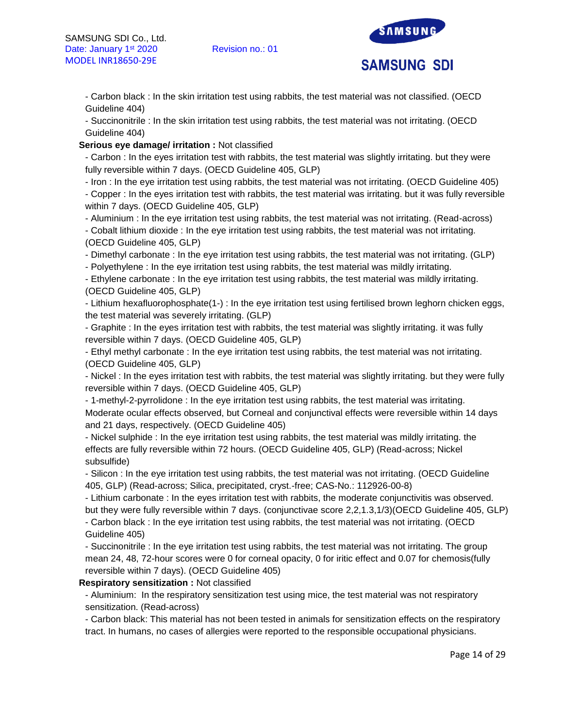- Carbon black : In the skin irritation test using rabbits, the test material was not classified. (OECD Guideline 404)

- Succinonitrile : In the skin irritation test using rabbits, the test material was not irritating. (OECD Guideline 404)

**Serious eye damage/ irritation :** Not classified

- Carbon : In the eyes irritation test with rabbits, the test material was slightly irritating. but they were fully reversible within 7 days. (OECD Guideline 405, GLP)
- Iron : In the eye irritation test using rabbits, the test material was not irritating. (OECD Guideline 405)
- Copper : In the eyes irritation test with rabbits, the test material was irritating. but it was fully reversible within 7 days. (OECD Guideline 405, GLP)
- Aluminium : In the eye irritation test using rabbits, the test material was not irritating. (Read-across)
- Cobalt lithium dioxide : In the eye irritation test using rabbits, the test material was not irritating. (OECD Guideline 405, GLP)
- Dimethyl carbonate : In the eye irritation test using rabbits, the test material was not irritating. (GLP)
- Polyethylene : In the eye irritation test using rabbits, the test material was mildly irritating.
- Ethylene carbonate : In the eye irritation test using rabbits, the test material was mildly irritating. (OECD Guideline 405, GLP)
- Lithium hexafluorophosphate(1-) : In the eye irritation test using fertilised brown leghorn chicken eggs, the test material was severely irritating. (GLP)
- Graphite : In the eyes irritation test with rabbits, the test material was slightly irritating. it was fully reversible within 7 days. (OECD Guideline 405, GLP)
- Ethyl methyl carbonate : In the eye irritation test using rabbits, the test material was not irritating. (OECD Guideline 405, GLP)
- Nickel : In the eyes irritation test with rabbits, the test material was slightly irritating. but they were fully reversible within 7 days. (OECD Guideline 405, GLP)
- 1-methyl-2-pyrrolidone : In the eye irritation test using rabbits, the test material was irritating. Moderate ocular effects observed, but Corneal and conjunctival effects were reversible within 14 days and 21 days, respectively. (OECD Guideline 405)
- Nickel sulphide : In the eye irritation test using rabbits, the test material was mildly irritating. the effects are fully reversible within 72 hours. (OECD Guideline 405, GLP) (Read-across; Nickel subsulfide)
- Silicon : In the eye irritation test using rabbits, the test material was not irritating. (OECD Guideline 405, GLP) (Read-across; Silica, precipitated, cryst.-free; CAS-No.: 112926-00-8)
- Lithium carbonate : In the eyes irritation test with rabbits, the moderate conjunctivitis was observed. but they were fully reversible within 7 days. (conjunctivae score 2,2,1.3,1/3)(OECD Guideline 405, GLP)
- Carbon black : In the eye irritation test using rabbits, the test material was not irritating. (OECD Guideline 405)
- Succinonitrile : In the eye irritation test using rabbits, the test material was not irritating. The group mean 24, 48, 72-hour scores were 0 for corneal opacity, 0 for iritic effect and 0.07 for chemosis(fully reversible within 7 days). (OECD Guideline 405)

**Respiratory sensitization :** Not classified

- Aluminium: In the respiratory sensitization test using mice, the test material was not respiratory sensitization. (Read-across)
- Carbon black: This material has not been tested in animals for sensitization effects on the respiratory tract. In humans, no cases of allergies were reported to the responsible occupational physicians.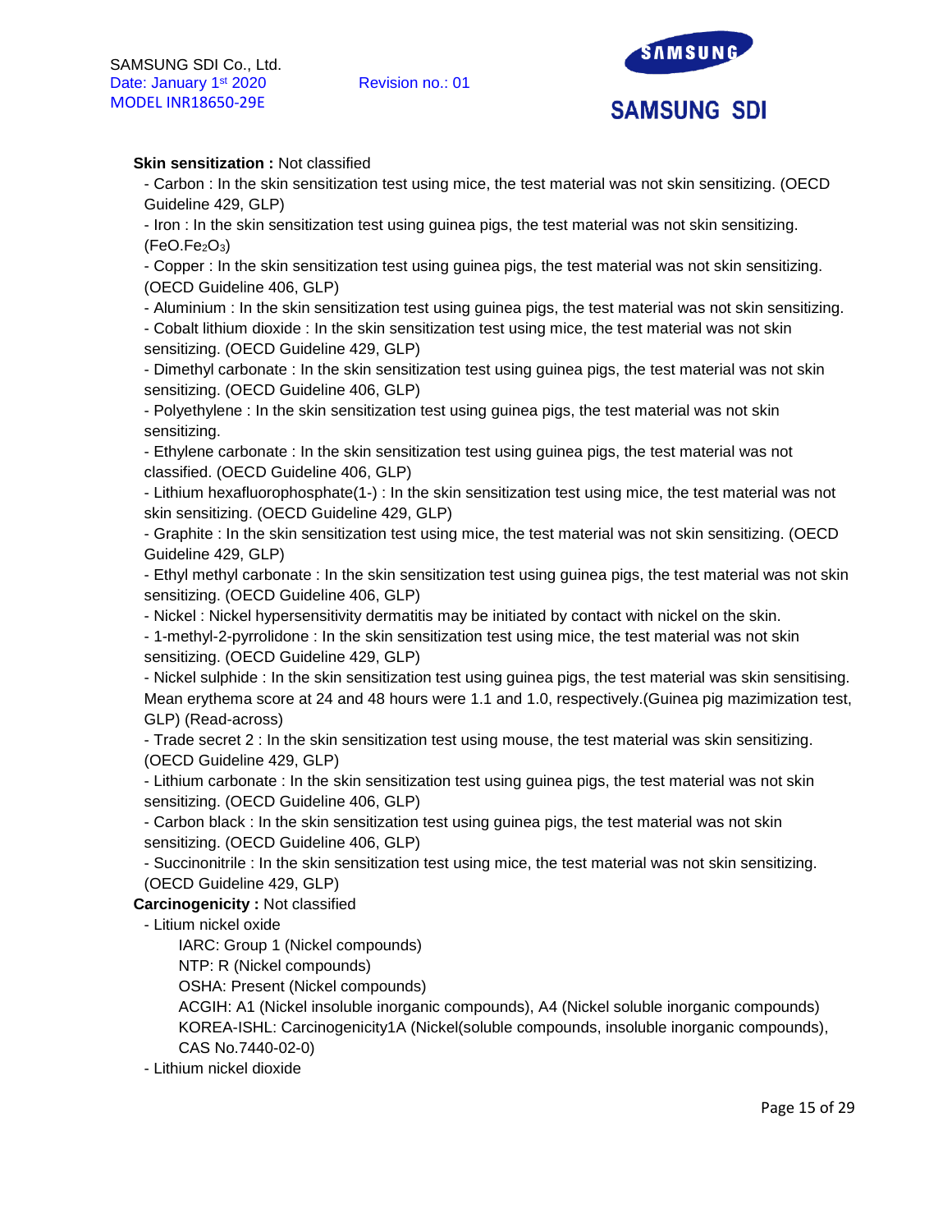**Skin sensitization :** Not classified

- Carbon : In the skin sensitization test using mice, the test material was not skin sensitizing. (OECD Guideline 429, GLP)
- Iron : In the skin sensitization test using guinea pigs, the test material was not skin sensitizing. ($FeO.Fe_2O_3$)
- Copper : In the skin sensitization test using guinea pigs, the test material was not skin sensitizing. (OECD Guideline 406, GLP)
- Aluminium : In the skin sensitization test using guinea pigs, the test material was not skin sensitizing.
- Cobalt lithium dioxide : In the skin sensitization test using mice, the test material was not skin sensitizing. (OECD Guideline 429, GLP)
- Dimethyl carbonate : In the skin sensitization test using guinea pigs, the test material was not skin sensitizing. (OECD Guideline 406, GLP)
- Polyethylene : In the skin sensitization test using guinea pigs, the test material was not skin sensitizing.
- Ethylene carbonate : In the skin sensitization test using guinea pigs, the test material was not classified. (OECD Guideline 406, GLP)
- Lithium hexafluorophosphate(1-) : In the skin sensitization test using mice, the test material was not skin sensitizing. (OECD Guideline 429, GLP)
- Graphite : In the skin sensitization test using mice, the test material was not skin sensitizing. (OECD Guideline 429, GLP)
- Ethyl methyl carbonate : In the skin sensitization test using guinea pigs, the test material was not skin sensitizing. (OECD Guideline 406, GLP)
- Nickel : Nickel hypersensitivity dermatitis may be initiated by contact with nickel on the skin.
- 1-methyl-2-pyrrolidone : In the skin sensitization test using mice, the test material was not skin sensitizing. (OECD Guideline 429, GLP)
- Nickel sulphide : In the skin sensitization test using guinea pigs, the test material was skin sensitising. Mean erythema score at 24 and 48 hours were 1.1 and 1.0, respectively.(Guinea pig mazimization test, GLP) (Read-across)
- Trade secret 2 : In the skin sensitization test using mouse, the test material was skin sensitizing. (OECD Guideline 429, GLP)
- Lithium carbonate : In the skin sensitization test using guinea pigs, the test material was not skin sensitizing. (OECD Guideline 406, GLP)
- Carbon black : In the skin sensitization test using guinea pigs, the test material was not skin sensitizing. (OECD Guideline 406, GLP)
- Succinonitrile : In the skin sensitization test using mice, the test material was not skin sensitizing. (OECD Guideline 429, GLP)

**Carcinogenicity :** Not classified

- Litium nickel oxide
  - IARC: Group 1 (Nickel compounds)
  - NTP: R (Nickel compounds)
  - OSHA: Present (Nickel compounds)
  - ACGIH: A1 (Nickel insoluble inorganic compounds), A4 (Nickel soluble inorganic compounds)
  - KOREA-ISHL: Carcinogenicity1A (Nickel(soluble compounds, insoluble inorganic compounds), CAS No.7440-02-0)
- Lithium nickel dioxide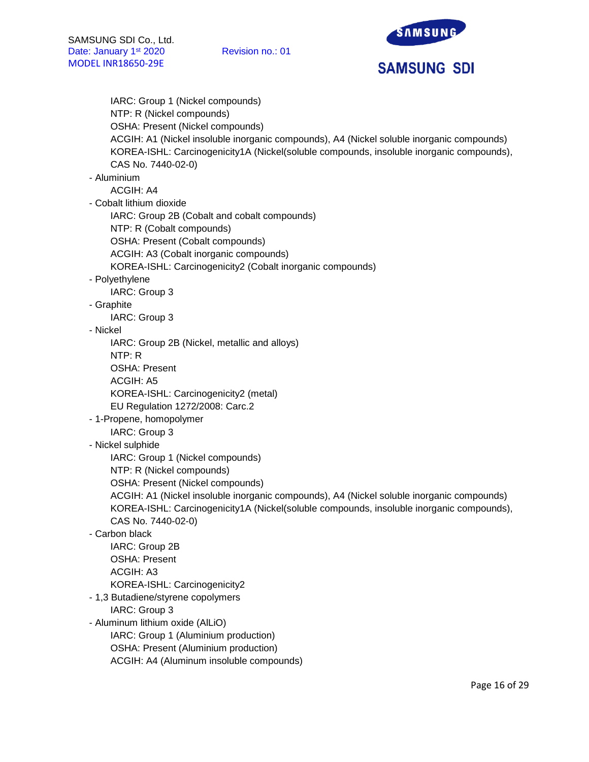IARC: Group 1 (Nickel compounds)
NTP: R (Nickel compounds)
OSHA: Present (Nickel compounds)
ACGIH: A1 (Nickel insoluble inorganic compounds), A4 (Nickel soluble inorganic compounds)
KOREA-ISHL: Carcinogenicity1A (Nickel(soluble compounds, insoluble inorganic compounds), CAS No. 7440-02-0)

- Aluminium
  ACGIH: A4
- Cobalt lithium dioxide
  IARC: Group 2B (Cobalt and cobalt compounds)
  NTP: R (Cobalt compounds)
  OSHA: Present (Cobalt compounds)
  ACGIH: A3 (Cobalt inorganic compounds)
  KOREA-ISHL: Carcinogenicity2 (Cobalt inorganic compounds)
- Polyethylene
  IARC: Group 3
- Graphite
  IARC: Group 3
- Nickel
  IARC: Group 2B (Nickel, metallic and alloys)
  NTP: R
  OSHA: Present
  ACGIH: A5
  KOREA-ISHL: Carcinogenicity2 (metal)
  EU Regulation 1272/2008: Carc.2
- 1-Propene, homopolymer
  IARC: Group 3
- Nickel sulphide
  IARC: Group 1 (Nickel compounds)
  NTP: R (Nickel compounds)
  OSHA: Present (Nickel compounds)
  ACGIH: A1 (Nickel insoluble inorganic compounds), A4 (Nickel soluble inorganic compounds)
  KOREA-ISHL: Carcinogenicity1A (Nickel(soluble compounds, insoluble inorganic compounds), CAS No. 7440-02-0)
- Carbon black
  IARC: Group 2B
  OSHA: Present
  ACGIH: A3
  KOREA-ISHL: Carcinogenicity2
- 1,3 Butadiene/styrene copolymers
  IARC: Group 3
- Aluminum lithium oxide (AlLiO)
  IARC: Group 1 (Aluminium production)
  OSHA: Present (Aluminium production)
  ACGIH: A4 (Aluminum insoluble compounds)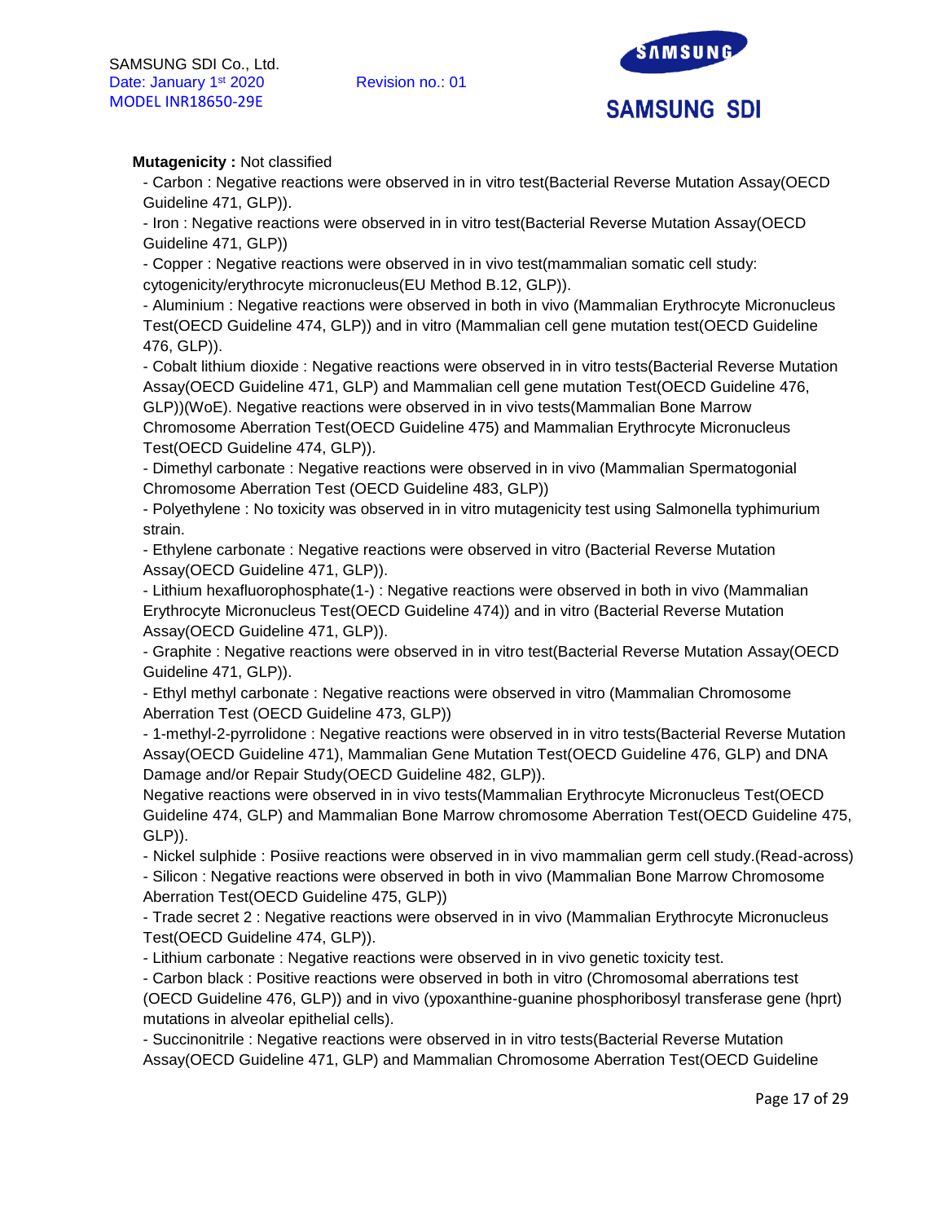**Mutagenicity :** Not classified

- Carbon : Negative reactions were observed in in vitro test(Bacterial Reverse Mutation Assay(OECD Guideline 471, GLP)).
- Iron : Negative reactions were observed in in vitro test(Bacterial Reverse Mutation Assay(OECD Guideline 471, GLP))
- Copper : Negative reactions were observed in in vivo test(mammalian somatic cell study: cytogenicity/erythrocyte micronucleus(EU Method B.12, GLP)).
- Aluminium : Negative reactions were observed in both in vivo (Mammalian Erythrocyte Micronucleus Test(OECD Guideline 474, GLP)) and in vitro (Mammalian cell gene mutation test(OECD Guideline 476, GLP)).
- Cobalt lithium dioxide : Negative reactions were observed in in vitro tests(Bacterial Reverse Mutation Assay(OECD Guideline 471, GLP) and Mammalian cell gene mutation Test(OECD Guideline 476, GLP))(WoE). Negative reactions were observed in in vivo tests(Mammalian Bone Marrow Chromosome Aberration Test(OECD Guideline 475) and Mammalian Erythrocyte Micronucleus Test(OECD Guideline 474, GLP)).
- Dimethyl carbonate : Negative reactions were observed in in vivo (Mammalian Spermatogonial Chromosome Aberration Test (OECD Guideline 483, GLP))
- Polyethylene : No toxicity was observed in in vitro mutagenicity test using Salmonella typhimurium strain.
- Ethylene carbonate : Negative reactions were observed in vitro (Bacterial Reverse Mutation Assay(OECD Guideline 471, GLP)).
- Lithium hexafluorophosphate(1-) : Negative reactions were observed in both in vivo (Mammalian Erythrocyte Micronucleus Test(OECD Guideline 474)) and in vitro (Bacterial Reverse Mutation Assay(OECD Guideline 471, GLP)).
- Graphite : Negative reactions were observed in in vitro test(Bacterial Reverse Mutation Assay(OECD Guideline 471, GLP)).
- Ethyl methyl carbonate : Negative reactions were observed in vitro (Mammalian Chromosome Aberration Test (OECD Guideline 473, GLP))
- 1-methyl-2-pyrrolidone : Negative reactions were observed in in vitro tests(Bacterial Reverse Mutation Assay(OECD Guideline 471), Mammalian Gene Mutation Test(OECD Guideline 476, GLP) and DNA Damage and/or Repair Study(OECD Guideline 482, GLP)).
  Negative reactions were observed in in vivo tests(Mammalian Erythrocyte Micronucleus Test(OECD Guideline 474, GLP) and Mammalian Bone Marrow chromosome Aberration Test(OECD Guideline 475, GLP)).
- Nickel sulphide : Posiive reactions were observed in in vivo mammalian germ cell study.(Read-across)
- Silicon : Negative reactions were observed in both in vivo (Mammalian Bone Marrow Chromosome Aberration Test(OECD Guideline 475, GLP))
- Trade secret 2 : Negative reactions were observed in in vivo (Mammalian Erythrocyte Micronucleus Test(OECD Guideline 474, GLP)).
- Lithium carbonate : Negative reactions were observed in in vivo genetic toxicity test.
- Carbon black : Positive reactions were observed in both in vitro (Chromosomal aberrations test (OECD Guideline 476, GLP)) and in vivo (ypoxanthine-guanine phosphoribosyl transferase gene (hprt) mutations in alveolar epithelial cells).
- Succinonitrile : Negative reactions were observed in in vitro tests(Bacterial Reverse Mutation Assay(OECD Guideline 471, GLP) and Mammalian Chromosome Aberration Test(OECD Guideline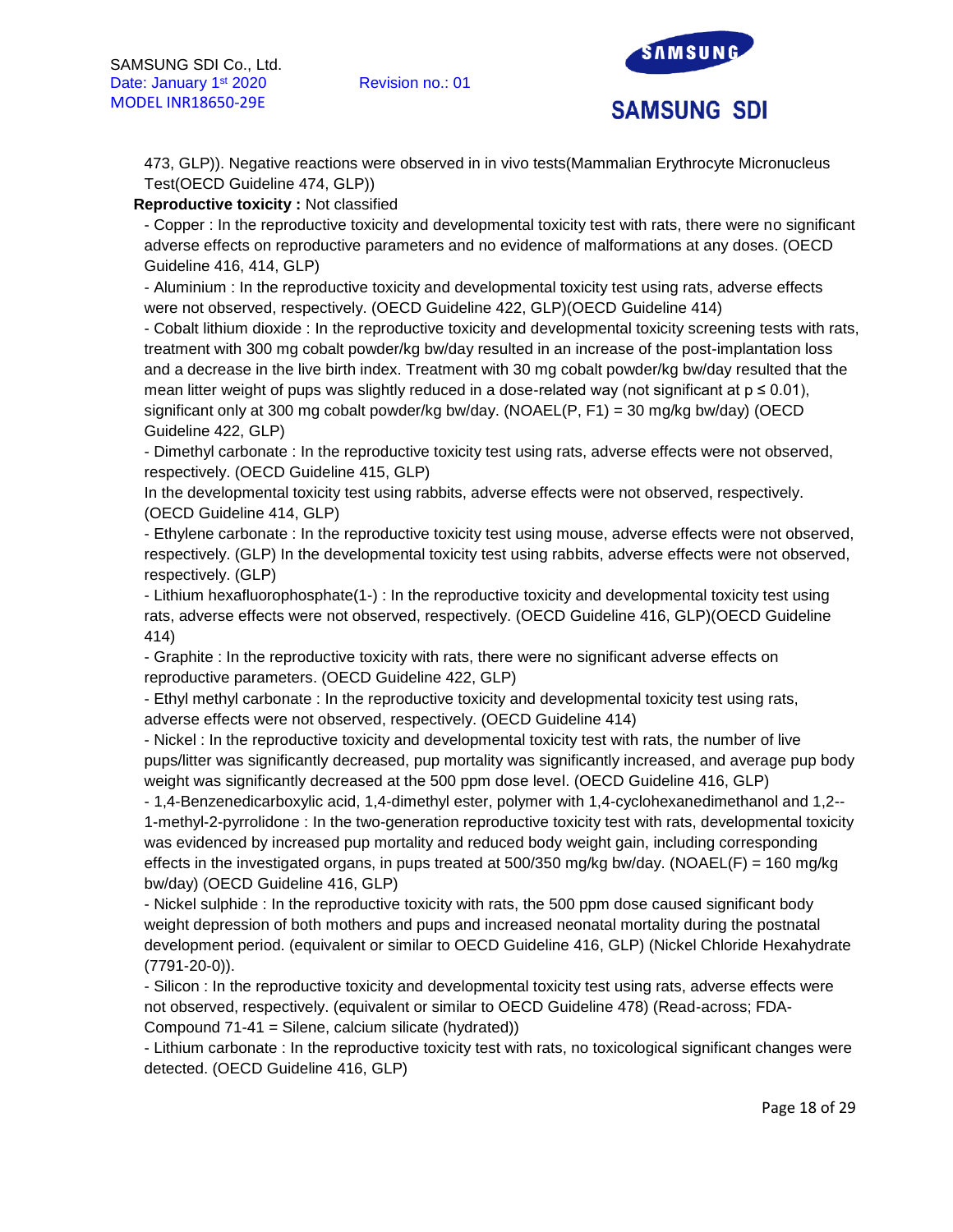473, GLP)). Negative reactions were observed in in vivo tests(Mammalian Erythrocyte Micronucleus Test(OECD Guideline 474, GLP))

**Reproductive toxicity :** Not classified

- Copper : In the reproductive toxicity and developmental toxicity test with rats, there were no significant adverse effects on reproductive parameters and no evidence of malformations at any doses. (OECD Guideline 416, 414, GLP)
- Aluminium : In the reproductive toxicity and developmental toxicity test using rats, adverse effects were not observed, respectively. (OECD Guideline 422, GLP)(OECD Guideline 414)
- Cobalt lithium dioxide : In the reproductive toxicity and developmental toxicity screening tests with rats, treatment with 300 mg cobalt powder/kg bw/day resulted in an increase of the post-implantation loss and a decrease in the live birth index. Treatment with 30 mg cobalt powder/kg bw/day resulted that the mean litter weight of pups was slightly reduced in a dose-related way (not significant at $p \leq 0.01$), significant only at 300 mg cobalt powder/kg bw/day. (NOAEL(P, F1) = 30 mg/kg bw/day) (OECD Guideline 422, GLP)
- Dimethyl carbonate : In the reproductive toxicity test using rats, adverse effects were not observed, respectively. (OECD Guideline 415, GLP)
  In the developmental toxicity test using rabbits, adverse effects were not observed, respectively. (OECD Guideline 414, GLP)
- Ethylene carbonate : In the reproductive toxicity test using mouse, adverse effects were not observed, respectively. (GLP) In the developmental toxicity test using rabbits, adverse effects were not observed, respectively. (GLP)
- Lithium hexafluorophosphate(1-) : In the reproductive toxicity and developmental toxicity test using rats, adverse effects were not observed, respectively. (OECD Guideline 416, GLP)(OECD Guideline 414)
- Graphite : In the reproductive toxicity with rats, there were no significant adverse effects on reproductive parameters. (OECD Guideline 422, GLP)
- Ethyl methyl carbonate : In the reproductive toxicity and developmental toxicity test using rats, adverse effects were not observed, respectively. (OECD Guideline 414)
- Nickel : In the reproductive toxicity and developmental toxicity test with rats, the number of live pups/litter was significantly decreased, pup mortality was significantly increased, and average pup body weight was significantly decreased at the 500 ppm dose level. (OECD Guideline 416, GLP)
- 1,4-Benzenedicarboxylic acid, 1,4-dimethyl ester, polymer with 1,4-cyclohexanedimethanol and 1,2--1-methyl-2-pyrrolidone : In the two-generation reproductive toxicity test with rats, developmental toxicity was evidenced by increased pup mortality and reduced body weight gain, including corresponding effects in the investigated organs, in pups treated at 500/350 mg/kg bw/day. (NOAEL(F) = 160 mg/kg bw/day) (OECD Guideline 416, GLP)
- Nickel sulphide : In the reproductive toxicity with rats, the 500 ppm dose caused significant body weight depression of both mothers and pups and increased neonatal mortality during the postnatal development period. (equivalent or similar to OECD Guideline 416, GLP) (Nickel Chloride Hexahydrate (7791-20-0)).
- Silicon : In the reproductive toxicity and developmental toxicity test using rats, adverse effects were not observed, respectively. (equivalent or similar to OECD Guideline 478) (Read-across; FDA-Compound 71-41 = Silene, calcium silicate (hydrated))
- Lithium carbonate : In the reproductive toxicity test with rats, no toxicological significant changes were detected. (OECD Guideline 416, GLP)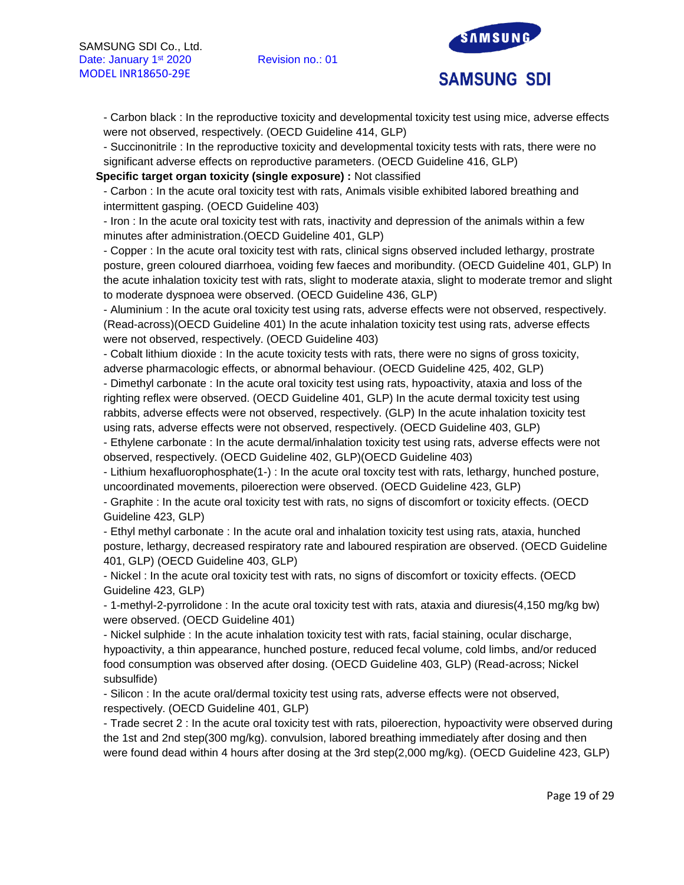- Carbon black : In the reproductive toxicity and developmental toxicity test using mice, adverse effects were not observed, respectively. (OECD Guideline 414, GLP)
- Succinonitrile : In the reproductive toxicity and developmental toxicity tests with rats, there were no significant adverse effects on reproductive parameters. (OECD Guideline 416, GLP)

**Specific target organ toxicity (single exposure) :** Not classified

- Carbon : In the acute oral toxicity test with rats, Animals visible exhibited labored breathing and intermittent gasping. (OECD Guideline 403)
- Iron : In the acute oral toxicity test with rats, inactivity and depression of the animals within a few minutes after administration.(OECD Guideline 401, GLP)
- Copper : In the acute oral toxicity test with rats, clinical signs observed included lethargy, prostrate posture, green coloured diarrhoea, voiding few faeces and moribundity. (OECD Guideline 401, GLP) In the acute inhalation toxicity test with rats, slight to moderate ataxia, slight to moderate tremor and slight to moderate dyspnoea were observed. (OECD Guideline 436, GLP)
- Aluminium : In the acute oral toxicity test using rats, adverse effects were not observed, respectively. (Read-across)(OECD Guideline 401) In the acute inhalation toxicity test using rats, adverse effects were not observed, respectively. (OECD Guideline 403)
- Cobalt lithium dioxide : In the acute toxicity tests with rats, there were no signs of gross toxicity, adverse pharmacologic effects, or abnormal behaviour. (OECD Guideline 425, 402, GLP)
- Dimethyl carbonate : In the acute oral toxicity test using rats, hypoactivity, ataxia and loss of the righting reflex were observed. (OECD Guideline 401, GLP) In the acute dermal toxicity test using rabbits, adverse effects were not observed, respectively. (GLP) In the acute inhalation toxicity test using rats, adverse effects were not observed, respectively. (OECD Guideline 403, GLP)
- Ethylene carbonate : In the acute dermal/inhalation toxicity test using rats, adverse effects were not observed, respectively. (OECD Guideline 402, GLP)(OECD Guideline 403)
- Lithium hexafluorophosphate(1-) : In the acute oral toxcity test with rats, lethargy, hunched posture, uncoordinated movements, piloerection were observed. (OECD Guideline 423, GLP)
- Graphite : In the acute oral toxicity test with rats, no signs of discomfort or toxicity effects. (OECD Guideline 423, GLP)
- Ethyl methyl carbonate : In the acute oral and inhalation toxicity test using rats, ataxia, hunched posture, lethargy, decreased respiratory rate and laboured respiration are observed. (OECD Guideline 401, GLP) (OECD Guideline 403, GLP)
- Nickel : In the acute oral toxicity test with rats, no signs of discomfort or toxicity effects. (OECD Guideline 423, GLP)
- 1-methyl-2-pyrrolidone : In the acute oral toxicity test with rats, ataxia and diuresis(4,150 mg/kg bw) were observed. (OECD Guideline 401)
- Nickel sulphide : In the acute inhalation toxicity test with rats, facial staining, ocular discharge, hypoactivity, a thin appearance, hunched posture, reduced fecal volume, cold limbs, and/or reduced food consumption was observed after dosing. (OECD Guideline 403, GLP) (Read-across; Nickel subsulfide)
- Silicon : In the acute oral/dermal toxicity test using rats, adverse effects were not observed, respectively. (OECD Guideline 401, GLP)
- Trade secret 2 : In the acute oral toxicity test with rats, piloerection, hypoactivity were observed during the 1st and 2nd step(300 mg/kg). convulsion, labored breathing immediately after dosing and then were found dead within 4 hours after dosing at the 3rd step(2,000 mg/kg). (OECD Guideline 423, GLP)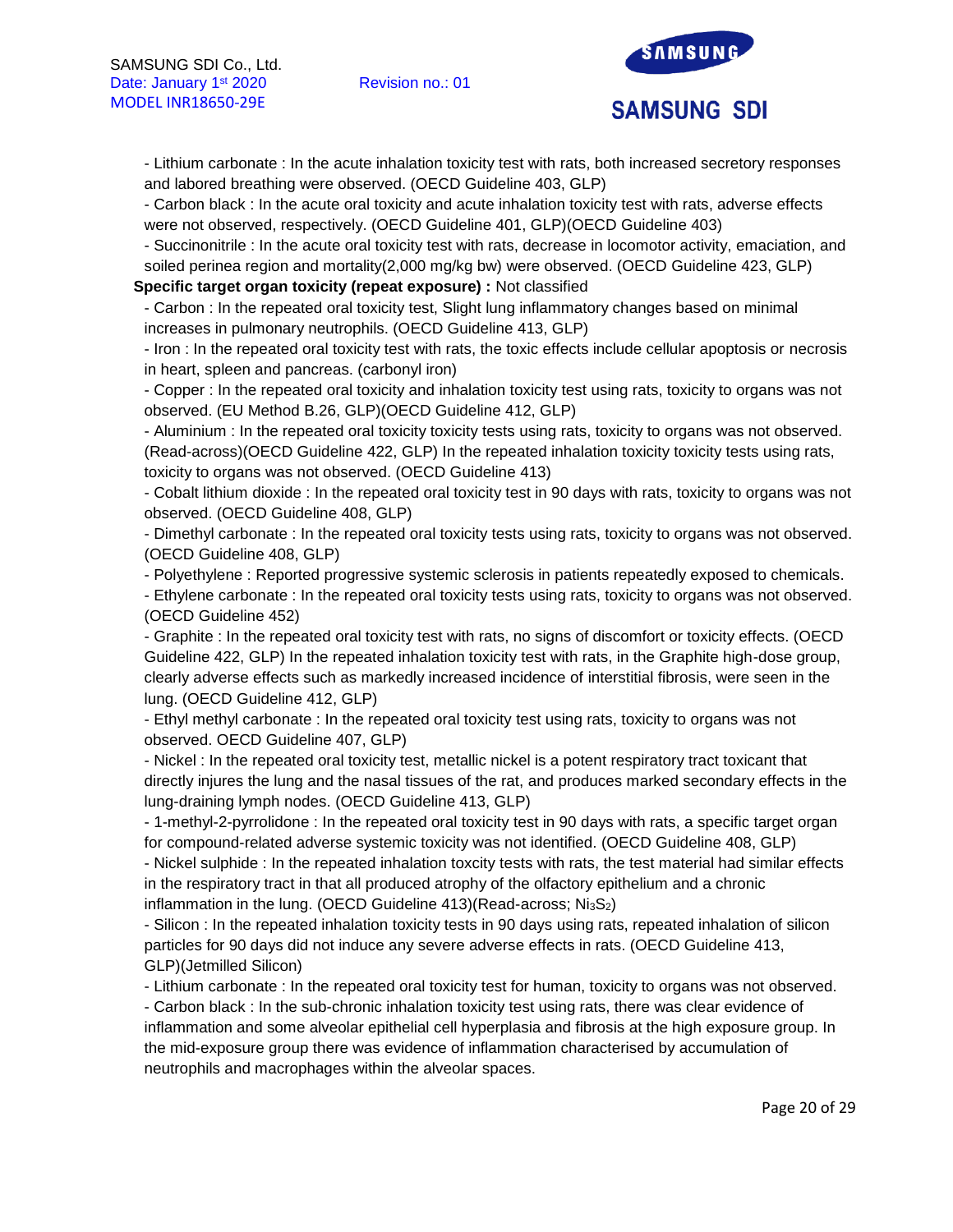- Lithium carbonate : In the acute inhalation toxicity test with rats, both increased secretory responses and labored breathing were observed. (OECD Guideline 403, GLP)

- Carbon black : In the acute oral toxicity and acute inhalation toxicity test with rats, adverse effects were not observed, respectively. (OECD Guideline 401, GLP)(OECD Guideline 403)

- Succinonitrile : In the acute oral toxicity test with rats, decrease in locomotor activity, emaciation, and soiled perinea region and mortality(2,000 mg/kg bw) were observed. (OECD Guideline 423, GLP)

**Specific target organ toxicity (repeat exposure) :** Not classified

- Carbon : In the repeated oral toxicity test, Slight lung inflammatory changes based on minimal increases in pulmonary neutrophils. (OECD Guideline 413, GLP)

- Iron : In the repeated oral toxicity test with rats, the toxic effects include cellular apoptosis or necrosis in heart, spleen and pancreas. (carbonyl iron)

- Copper : In the repeated oral toxicity and inhalation toxicity test using rats, toxicity to organs was not observed. (EU Method B.26, GLP)(OECD Guideline 412, GLP)

- Aluminium : In the repeated oral toxicity toxicity tests using rats, toxicity to organs was not observed. (Read-across)(OECD Guideline 422, GLP) In the repeated inhalation toxicity toxicity tests using rats, toxicity to organs was not observed. (OECD Guideline 413)

- Cobalt lithium dioxide : In the repeated oral toxicity test in 90 days with rats, toxicity to organs was not observed. (OECD Guideline 408, GLP)

- Dimethyl carbonate : In the repeated oral toxicity tests using rats, toxicity to organs was not observed. (OECD Guideline 408, GLP)

- Polyethylene : Reported progressive systemic sclerosis in patients repeatedly exposed to chemicals.

- Ethylene carbonate : In the repeated oral toxicity tests using rats, toxicity to organs was not observed. (OECD Guideline 452)

- Graphite : In the repeated oral toxicity test with rats, no signs of discomfort or toxicity effects. (OECD Guideline 422, GLP) In the repeated inhalation toxicity test with rats, in the Graphite high-dose group, clearly adverse effects such as markedly increased incidence of interstitial fibrosis, were seen in the lung. (OECD Guideline 412, GLP)

- Ethyl methyl carbonate : In the repeated oral toxicity test using rats, toxicity to organs was not observed. OECD Guideline 407, GLP)

- Nickel : In the repeated oral toxicity test, metallic nickel is a potent respiratory tract toxicant that directly injures the lung and the nasal tissues of the rat, and produces marked secondary effects in the lung-draining lymph nodes. (OECD Guideline 413, GLP)

- 1-methyl-2-pyrrolidone : In the repeated oral toxicity test in 90 days with rats, a specific target organ for compound-related adverse systemic toxicity was not identified. (OECD Guideline 408, GLP)

- Nickel sulphide : In the repeated inhalation toxcity tests with rats, the test material had similar effects in the respiratory tract in that all produced atrophy of the olfactory epithelium and a chronic inflammation in the lung. (OECD Guideline 413)(Read-across; $Ni_3S_2$)

- Silicon : In the repeated inhalation toxicity tests in 90 days using rats, repeated inhalation of silicon particles for 90 days did not induce any severe adverse effects in rats. (OECD Guideline 413, GLP)(Jetmilled Silicon)

- Lithium carbonate : In the repeated oral toxicity test for human, toxicity to organs was not observed.

- Carbon black : In the sub-chronic inhalation toxicity test using rats, there was clear evidence of inflammation and some alveolar epithelial cell hyperplasia and fibrosis at the high exposure group. In the mid-exposure group there was evidence of inflammation characterised by accumulation of neutrophils and macrophages within the alveolar spaces.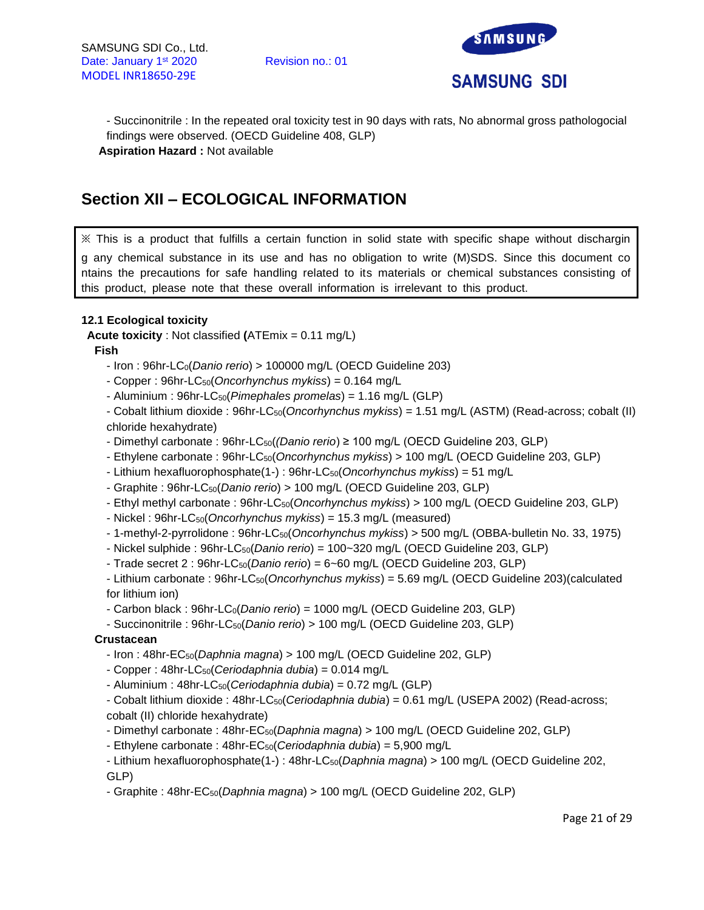- Succinonitrile : In the repeated oral toxicity test in 90 days with rats, No abnormal gross pathologocial findings were observed. (OECD Guideline 408, GLP)

**Aspiration Hazard :** Not available

## Section XII – ECOLOGICAL INFORMATION

※ This is a product that fulfills a certain function in solid state with specific shape without discharging any chemical substance in its use and has no obligation to write (M)SDS. Since this document contains the precautions for safe handling related to its materials or chemical substances consisting of this product, please note that these overall information is irrelevant to this product.

### 12.1 Ecological toxicity

**Acute toxicity** : Not classified **(**ATEmix = 0.11 mg/L)

**Fish**

- Iron : 96hr-$LC_0$(*Danio rerio*) > 100000 mg/L (OECD Guideline 203)
- Copper : 96hr-$LC_{50}$(*Oncorhynchus mykiss*) = 0.164 mg/L
- Aluminium : 96hr-$LC_{50}$(*Pimephales promelas*) = 1.16 mg/L (GLP)
- Cobalt lithium dioxide : 96hr-$LC_{50}$(*Oncorhynchus mykiss*) = 1.51 mg/L (ASTM) (Read-across; cobalt (II) chloride hexahydrate)
- Dimethyl carbonate : 96hr-$LC_{50}$((*Danio rerio*) ≥ 100 mg/L (OECD Guideline 203, GLP)
- Ethylene carbonate : 96hr-$LC_{50}$(*Oncorhynchus mykiss*) > 100 mg/L (OECD Guideline 203, GLP)
- Lithium hexafluorophosphate(1-) : 96hr-$LC_{50}$(*Oncorhynchus mykiss*) = 51 mg/L
- Graphite : 96hr-$LC_{50}$(*Danio rerio*) > 100 mg/L (OECD Guideline 203, GLP)
- Ethyl methyl carbonate : 96hr-$LC_{50}$(*Oncorhynchus mykiss*) > 100 mg/L (OECD Guideline 203, GLP)
- Nickel : 96hr-$LC_{50}$(*Oncorhynchus mykiss*) = 15.3 mg/L (measured)
- 1-methyl-2-pyrrolidone : 96hr-$LC_{50}$(*Oncorhynchus mykiss*) > 500 mg/L (OBBA-bulletin No. 33, 1975)
- Nickel sulphide : 96hr-$LC_{50}$(*Danio rerio*) = 100~320 mg/L (OECD Guideline 203, GLP)
- Trade secret 2 : 96hr-$LC_{50}$(*Danio rerio*) = 6~60 mg/L (OECD Guideline 203, GLP)
- Lithium carbonate : 96hr-$LC_{50}$(*Oncorhynchus mykiss*) = 5.69 mg/L (OECD Guideline 203)(calculated for lithium ion)
- Carbon black : 96hr-$LC_0$(*Danio rerio*) = 1000 mg/L (OECD Guideline 203, GLP)
- Succinonitrile : 96hr-$LC_{50}$(*Danio rerio*) > 100 mg/L (OECD Guideline 203, GLP)

**Crustacean**

- Iron : 48hr-$EC_{50}$(*Daphnia magna*) > 100 mg/L (OECD Guideline 202, GLP)
- Copper : 48hr-$LC_{50}$(*Ceriodaphnia dubia*) = 0.014 mg/L
- Aluminium : 48hr-$LC_{50}$(*Ceriodaphnia dubia*) = 0.72 mg/L (GLP)
- Cobalt lithium dioxide : 48hr-$LC_{50}$(*Ceriodaphnia dubia*) = 0.61 mg/L (USEPA 2002) (Read-across; cobalt (II) chloride hexahydrate)
- Dimethyl carbonate : 48hr-$EC_{50}$(*Daphnia magna*) > 100 mg/L (OECD Guideline 202, GLP)
- Ethylene carbonate : 48hr-$EC_{50}$(*Ceriodaphnia dubia*) = 5,900 mg/L
- Lithium hexafluorophosphate(1-) : 48hr-$LC_{50}$(*Daphnia magna*) > 100 mg/L (OECD Guideline 202, GLP)
- Graphite : 48hr-$EC_{50}$(*Daphnia magna*) > 100 mg/L (OECD Guideline 202, GLP)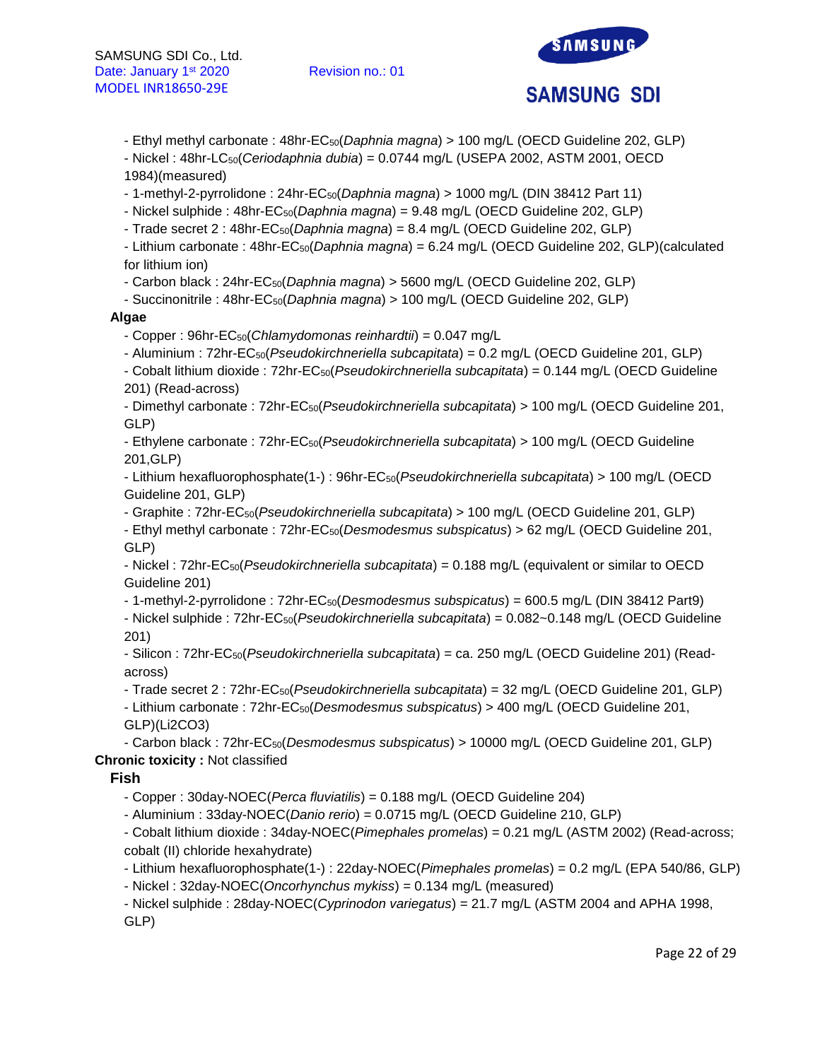- Ethyl methyl carbonate : 48hr-$EC_{50}$(*Daphnia magna*) > 100 mg/L (OECD Guideline 202, GLP)
- Nickel : 48hr-$LC_{50}$(*Ceriodaphnia dubia*) = 0.0744 mg/L (USEPA 2002, ASTM 2001, OECD 1984)(measured)
- 1-methyl-2-pyrrolidone : 24hr-$EC_{50}$(*Daphnia magna*) > 1000 mg/L (DIN 38412 Part 11)
- Nickel sulphide : 48hr-$EC_{50}$(*Daphnia magna*) = 9.48 mg/L (OECD Guideline 202, GLP)
- Trade secret 2 : 48hr-$EC_{50}$(*Daphnia magna*) = 8.4 mg/L (OECD Guideline 202, GLP)
- Lithium carbonate : 48hr-$EC_{50}$(*Daphnia magna*) = 6.24 mg/L (OECD Guideline 202, GLP)(calculated for lithium ion)
- Carbon black : 24hr-$EC_{50}$(*Daphnia magna*) > 5600 mg/L (OECD Guideline 202, GLP)
- Succinonitrile : 48hr-$EC_{50}$(*Daphnia magna*) > 100 mg/L (OECD Guideline 202, GLP)

**Algae**

- Copper : 96hr-$EC_{50}$(*Chlamydomonas reinhardtii*) = 0.047 mg/L
- Aluminium : 72hr-$EC_{50}$(*Pseudokirchneriella subcapitata*) = 0.2 mg/L (OECD Guideline 201, GLP)
- Cobalt lithium dioxide : 72hr-$EC_{50}$(*Pseudokirchneriella subcapitata*) = 0.144 mg/L (OECD Guideline 201) (Read-across)
- Dimethyl carbonate : 72hr-$EC_{50}$(*Pseudokirchneriella subcapitata*) > 100 mg/L (OECD Guideline 201, GLP)
- Ethylene carbonate : 72hr-$EC_{50}$(*Pseudokirchneriella subcapitata*) > 100 mg/L (OECD Guideline 201,GLP)
- Lithium hexafluorophosphate(1-) : 96hr-$EC_{50}$(*Pseudokirchneriella subcapitata*) > 100 mg/L (OECD Guideline 201, GLP)
- Graphite : 72hr-$EC_{50}$(*Pseudokirchneriella subcapitata*) > 100 mg/L (OECD Guideline 201, GLP)
- Ethyl methyl carbonate : 72hr-$EC_{50}$(*Desmodesmus subspicatus*) > 62 mg/L (OECD Guideline 201, GLP)
- Nickel : 72hr-$EC_{50}$(*Pseudokirchneriella subcapitata*) = 0.188 mg/L (equivalent or similar to OECD Guideline 201)
- 1-methyl-2-pyrrolidone : 72hr-$EC_{50}$(*Desmodesmus subspicatus*) = 600.5 mg/L (DIN 38412 Part9)
- Nickel sulphide : 72hr-$EC_{50}$(*Pseudokirchneriella subcapitata*) = 0.082~0.148 mg/L (OECD Guideline 201)
- Silicon : 72hr-$EC_{50}$(*Pseudokirchneriella subcapitata*) = ca. 250 mg/L (OECD Guideline 201) (Read-across)
- Trade secret 2 : 72hr-$EC_{50}$(*Pseudokirchneriella subcapitata*) = 32 mg/L (OECD Guideline 201, GLP)
- Lithium carbonate : 72hr-$EC_{50}$(*Desmodesmus subspicatus*) > 400 mg/L (OECD Guideline 201, GLP)($Li_2CO_3$)
- Carbon black : 72hr-$EC_{50}$(*Desmodesmus subspicatus*) > 10000 mg/L (OECD Guideline 201, GLP)

**Chronic toxicity :** Not classified

**Fish**

- Copper : 30day-NOEC(*Perca fluviatilis*) = 0.188 mg/L (OECD Guideline 204)
- Aluminium : 33day-NOEC(*Danio rerio*) = 0.0715 mg/L (OECD Guideline 210, GLP)
- Cobalt lithium dioxide : 34day-NOEC(*Pimephales promelas*) = 0.21 mg/L (ASTM 2002) (Read-across; cobalt (II) chloride hexahydrate)
- Lithium hexafluorophosphate(1-) : 22day-NOEC(*Pimephales promelas*) = 0.2 mg/L (EPA 540/86, GLP)
- Nickel : 32day-NOEC(*Oncorhynchus mykiss*) = 0.134 mg/L (measured)
- Nickel sulphide : 28day-NOEC(*Cyprinodon variegatus*) = 21.7 mg/L (ASTM 2004 and APHA 1998, GLP)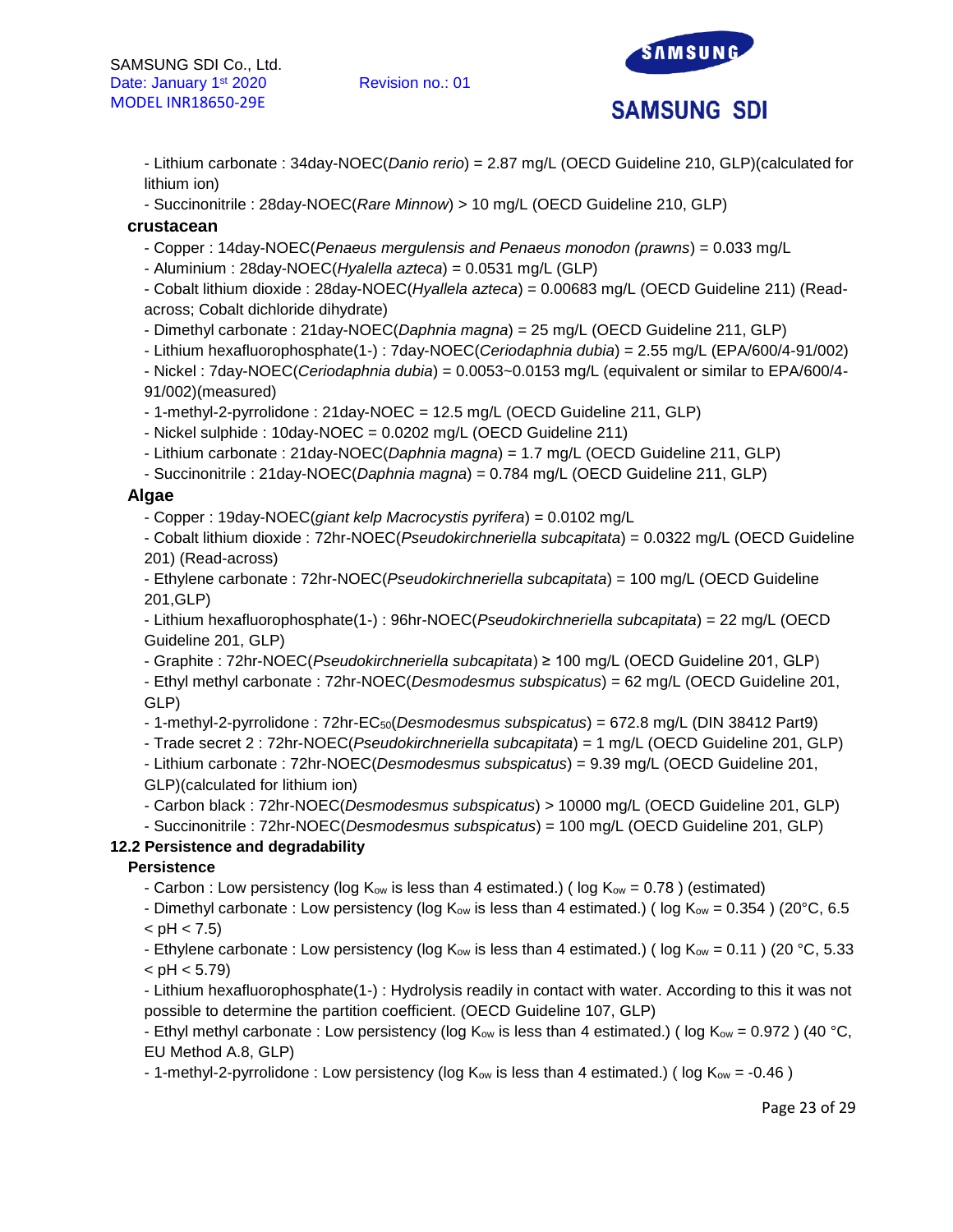- Lithium carbonate : 34day-NOEC(*Danio rerio*) = 2.87 mg/L (OECD Guideline 210, GLP)(calculated for lithium ion)
- Succinonitrile : 28day-NOEC(*Rare Minnow*) > 10 mg/L (OECD Guideline 210, GLP)

**crustacean**

- Copper : 14day-NOEC(*Penaeus mergulensis and Penaeus monodon (prawns*) = 0.033 mg/L
- Aluminium : 28day-NOEC(*Hyalella azteca*) = 0.0531 mg/L (GLP)
- Cobalt lithium dioxide : 28day-NOEC(*Hyallela azteca*) = 0.00683 mg/L (OECD Guideline 211) (Read-across; Cobalt dichloride dihydrate)
- Dimethyl carbonate : 21day-NOEC(*Daphnia magna*) = 25 mg/L (OECD Guideline 211, GLP)
- Lithium hexafluorophosphate(1-) : 7day-NOEC(*Ceriodaphnia dubia*) = 2.55 mg/L (EPA/600/4-91/002)
- Nickel : 7day-NOEC(*Ceriodaphnia dubia*) = 0.0053~0.0153 mg/L (equivalent or similar to EPA/600/4-91/002)(measured)
- 1-methyl-2-pyrrolidone : 21day-NOEC = 12.5 mg/L (OECD Guideline 211, GLP)
- Nickel sulphide : 10day-NOEC = 0.0202 mg/L (OECD Guideline 211)
- Lithium carbonate : 21day-NOEC(*Daphnia magna*) = 1.7 mg/L (OECD Guideline 211, GLP)
- Succinonitrile : 21day-NOEC(*Daphnia magna*) = 0.784 mg/L (OECD Guideline 211, GLP)

**Algae**

- Copper : 19day-NOEC(*giant kelp Macrocystis pyrifera*) = 0.0102 mg/L
- Cobalt lithium dioxide : 72hr-NOEC(*Pseudokirchneriella subcapitata*) = 0.0322 mg/L (OECD Guideline 201) (Read-across)
- Ethylene carbonate : 72hr-NOEC(*Pseudokirchneriella subcapitata*) = 100 mg/L (OECD Guideline 201,GLP)
- Lithium hexafluorophosphate(1-) : 96hr-NOEC(*Pseudokirchneriella subcapitata*) = 22 mg/L (OECD Guideline 201, GLP)
- Graphite : 72hr-NOEC(*Pseudokirchneriella subcapitata*) ≥ 100 mg/L (OECD Guideline 201, GLP)
- Ethyl methyl carbonate : 72hr-NOEC(*Desmodesmus subspicatus*) = 62 mg/L (OECD Guideline 201, GLP)
- 1-methyl-2-pyrrolidone : 72hr-$EC_{50}$(*Desmodesmus subspicatus*) = 672.8 mg/L (DIN 38412 Part9)
- Trade secret 2 : 72hr-NOEC(*Pseudokirchneriella subcapitata*) = 1 mg/L (OECD Guideline 201, GLP)
- Lithium carbonate : 72hr-NOEC(*Desmodesmus subspicatus*) = 9.39 mg/L (OECD Guideline 201, GLP)(calculated for lithium ion)
- Carbon black : 72hr-NOEC(*Desmodesmus subspicatus*) > 10000 mg/L (OECD Guideline 201, GLP)
- Succinonitrile : 72hr-NOEC(*Desmodesmus subspicatus*) = 100 mg/L (OECD Guideline 201, GLP)

**12.2 Persistence and degradability**

**Persistence**

- Carbon : Low persistency (log $K_{ow}$ is less than 4 estimated.) ( log $K_{ow}$ = 0.78 ) (estimated)
- Dimethyl carbonate : Low persistency (log $K_{ow}$ is less than 4 estimated.) ( log $K_{ow}$ = 0.354 ) (20°C, 6.5 < pH < 7.5)
- Ethylene carbonate : Low persistency (log $K_{ow}$ is less than 4 estimated.) ( log $K_{ow}$ = 0.11 ) (20 °C, 5.33 < pH < 5.79)
- Lithium hexafluorophosphate(1-) : Hydrolysis readily in contact with water. According to this it was not possible to determine the partition coefficient. (OECD Guideline 107, GLP)
- Ethyl methyl carbonate : Low persistency (log $K_{ow}$ is less than 4 estimated.) ( log $K_{ow}$ = 0.972 ) (40 °C, EU Method A.8, GLP)
- 1-methyl-2-pyrrolidone : Low persistency (log $K_{ow}$ is less than 4 estimated.) ( log $K_{ow}$ = -0.46 )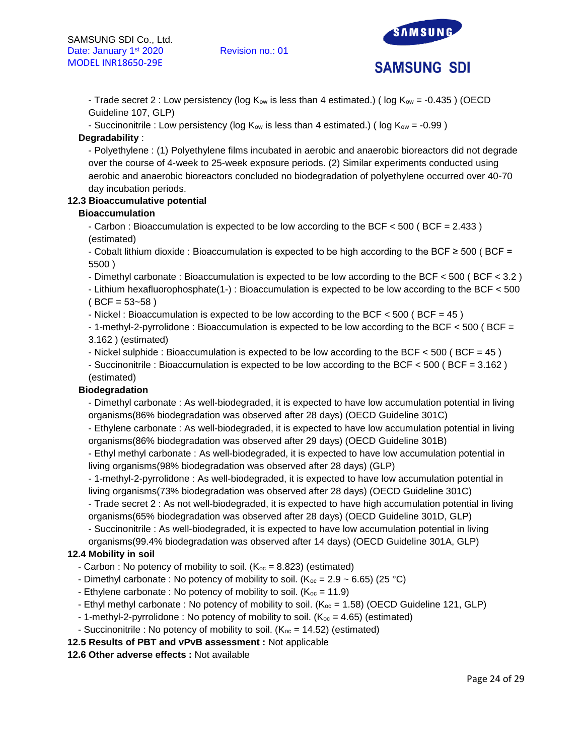- Trade secret 2 : Low persistency (log $K_{ow}$ is less than 4 estimated.) ( log $K_{ow}$ = -0.435 ) (OECD Guideline 107, GLP)
- Succinonitrile : Low persistency (log $K_{ow}$ is less than 4 estimated.) ( log $K_{ow}$ = -0.99 )

**Degradability** :

- Polyethylene : (1) Polyethylene films incubated in aerobic and anaerobic bioreactors did not degrade over the course of 4-week to 25-week exposure periods. (2) Similar experiments conducted using aerobic and anaerobic bioreactors concluded no biodegradation of polyethylene occurred over 40-70 day incubation periods.

**12.3 Bioaccumulative potential**

**Bioaccumulation**

- Carbon : Bioaccumulation is expected to be low according to the BCF < 500 ( BCF = 2.433 ) (estimated)
- Cobalt lithium dioxide : Bioaccumulation is expected to be high according to the BCF ≥ 500 ( BCF = 5500 )
- Dimethyl carbonate : Bioaccumulation is expected to be low according to the BCF < 500 ( BCF < 3.2 )
- Lithium hexafluorophosphate(1-) : Bioaccumulation is expected to be low according to the BCF < 500 ( BCF = 53~58 )
- Nickel : Bioaccumulation is expected to be low according to the BCF < 500 ( BCF = 45 )
- 1-methyl-2-pyrrolidone : Bioaccumulation is expected to be low according to the BCF < 500 ( BCF = 3.162 ) (estimated)
- Nickel sulphide : Bioaccumulation is expected to be low according to the BCF < 500 ( BCF = 45 )
- Succinonitrile : Bioaccumulation is expected to be low according to the BCF < 500 ( BCF = 3.162 ) (estimated)

**Biodegradation**

- Dimethyl carbonate : As well-biodegraded, it is expected to have low accumulation potential in living organisms(86% biodegradation was observed after 28 days) (OECD Guideline 301C)
- Ethylene carbonate : As well-biodegraded, it is expected to have low accumulation potential in living organisms(86% biodegradation was observed after 29 days) (OECD Guideline 301B)
- Ethyl methyl carbonate : As well-biodegraded, it is expected to have low accumulation potential in living organisms(98% biodegradation was observed after 28 days) (GLP)
- 1-methyl-2-pyrrolidone : As well-biodegraded, it is expected to have low accumulation potential in living organisms(73% biodegradation was observed after 28 days) (OECD Guideline 301C)
- Trade secret 2 : As not well-biodegraded, it is expected to have high accumulation potential in living organisms(65% biodegradation was observed after 28 days) (OECD Guideline 301D, GLP)
- Succinonitrile : As well-biodegraded, it is expected to have low accumulation potential in living organisms(99.4% biodegradation was observed after 14 days) (OECD Guideline 301A, GLP)

**12.4 Mobility in soil**

- Carbon : No potency of mobility to soil. ($K_{oc}$ = 8.823) (estimated)
- Dimethyl carbonate : No potency of mobility to soil. ($K_{oc}$ = 2.9 ~ 6.65) (25 °C)
- Ethylene carbonate : No potency of mobility to soil. ($K_{oc}$ = 11.9)
- Ethyl methyl carbonate : No potency of mobility to soil. ($K_{oc}$ = 1.58) (OECD Guideline 121, GLP)
- 1-methyl-2-pyrrolidone : No potency of mobility to soil. ($K_{oc}$ = 4.65) (estimated)
- Succinonitrile : No potency of mobility to soil. ($K_{oc}$ = 14.52) (estimated)

**12.5 Results of PBT and vPvB assessment :** Not applicable

**12.6 Other adverse effects :** Not available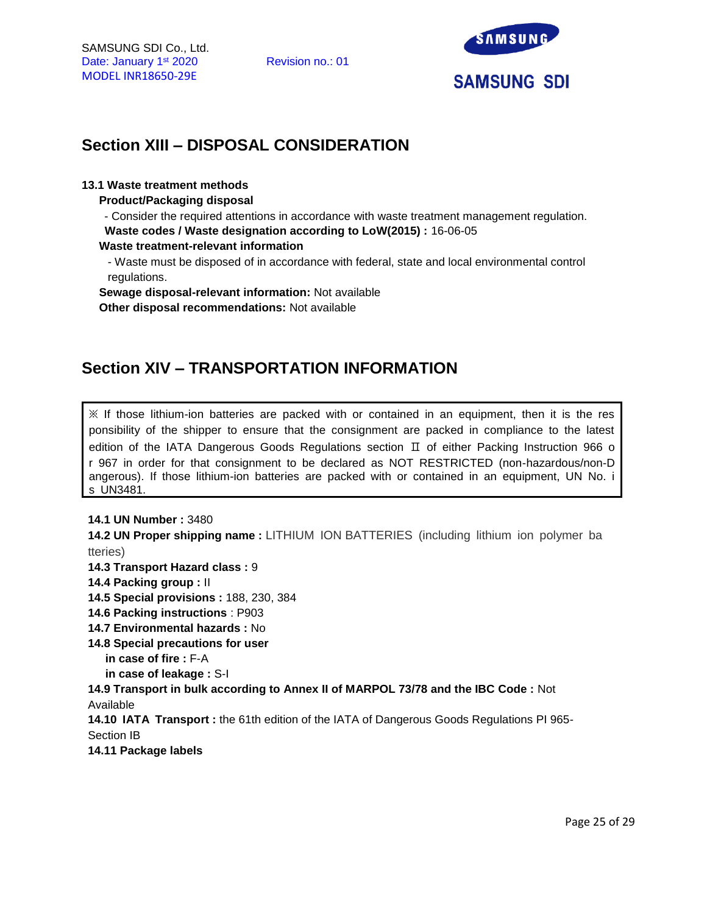## Section XIII – DISPOSAL CONSIDERATION

**13.1 Waste treatment methods**

**Product/Packaging disposal**

- Consider the required attentions in accordance with waste treatment management regulation.

**Waste codes / Waste designation according to LoW(2015) :** 16-06-05

**Waste treatment-relevant information**

- Waste must be disposed of in accordance with federal, state and local environmental control regulations.

**Sewage disposal-relevant information:** Not available

**Other disposal recommendations:** Not available

## Section XIV – TRANSPORTATION INFORMATION

※ If those lithium-ion batteries are packed with or contained in an equipment, then it is the responsibility of the shipper to ensure that the consignment are packed in compliance to the latest edition of the IATA Dangerous Goods Regulations section Ⅱ of either Packing Instruction 966 or 967 in order for that consignment to be declared as NOT RESTRICTED (non-hazardous/non-Dangerous). If those lithium-ion batteries are packed with or contained in an equipment, UN No. is UN3481.

**14.1 UN Number :** 3480

**14.2 UN Proper shipping name :** LITHIUM ION BATTERIES (including lithium ion polymer batteries)

**14.3 Transport Hazard class :** 9

**14.4 Packing group :** II

**14.5 Special provisions :** 188, 230, 384

**14.6 Packing instructions** : P903

**14.7 Environmental hazards :** No

**14.8 Special precautions for user**

**in case of fire :** F-A

**in case of leakage :** S-I

**14.9 Transport in bulk according to Annex II of MARPOL 73/78 and the IBC Code :** Not Available

**14.10 IATA Transport :** the 61th edition of the IATA of Dangerous Goods Regulations PI 965-Section IB

**14.11 Package labels**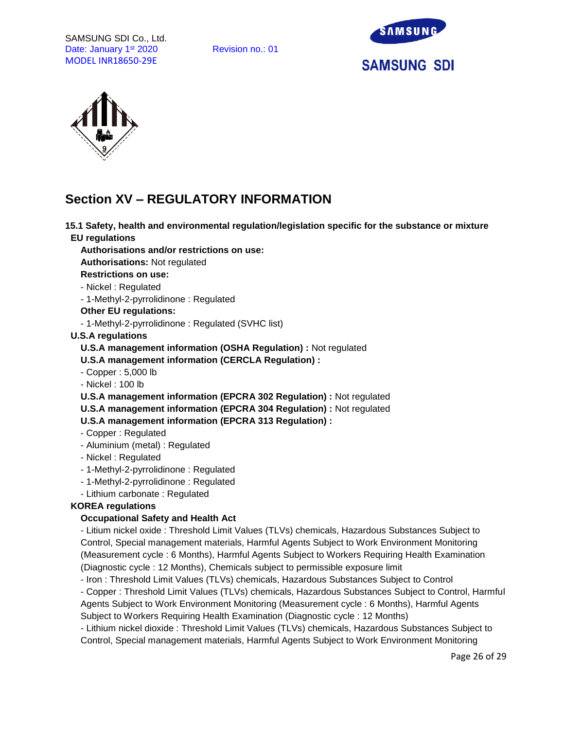## Section XV – REGULATORY INFORMATION

**15.1 Safety, health and environmental regulation/legislation specific for the substance or mixture**

**EU regulations**

**Authorisations and/or restrictions on use:**

**Authorisations:** Not regulated

**Restrictions on use:**

- Nickel : Regulated
- 1-Methyl-2-pyrrolidinone : Regulated

**Other EU regulations:**

- 1-Methyl-2-pyrrolidinone : Regulated (SVHC list)

**U.S.A regulations**

**U.S.A management information (OSHA Regulation) :** Not regulated

**U.S.A management information (CERCLA Regulation) :**

- Copper : 5,000 lb
- Nickel : 100 lb

**U.S.A management information (EPCRA 302 Regulation) :** Not regulated

**U.S.A management information (EPCRA 304 Regulation) :** Not regulated

**U.S.A management information (EPCRA 313 Regulation) :**

- Copper : Regulated
- Aluminium (metal) : Regulated
- Nickel : Regulated
- 1-Methyl-2-pyrrolidinone : Regulated
- 1-Methyl-2-pyrrolidinone : Regulated
- Lithium carbonate : Regulated

**KOREA regulations**

**Occupational Safety and Health Act**

- Litium nickel oxide : Threshold Limit Values (TLVs) chemicals, Hazardous Substances Subject to Control, Special management materials, Harmful Agents Subject to Work Environment Monitoring (Measurement cycle : 6 Months), Harmful Agents Subject to Workers Requiring Health Examination (Diagnostic cycle : 12 Months), Chemicals subject to permissible exposure limit
- Iron : Threshold Limit Values (TLVs) chemicals, Hazardous Substances Subject to Control
- Copper : Threshold Limit Values (TLVs) chemicals, Hazardous Substances Subject to Control, Harmful Agents Subject to Work Environment Monitoring (Measurement cycle : 6 Months), Harmful Agents Subject to Workers Requiring Health Examination (Diagnostic cycle : 12 Months)
- Lithium nickel dioxide : Threshold Limit Values (TLVs) chemicals, Hazardous Substances Subject to Control, Special management materials, Harmful Agents Subject to Work Environment Monitoring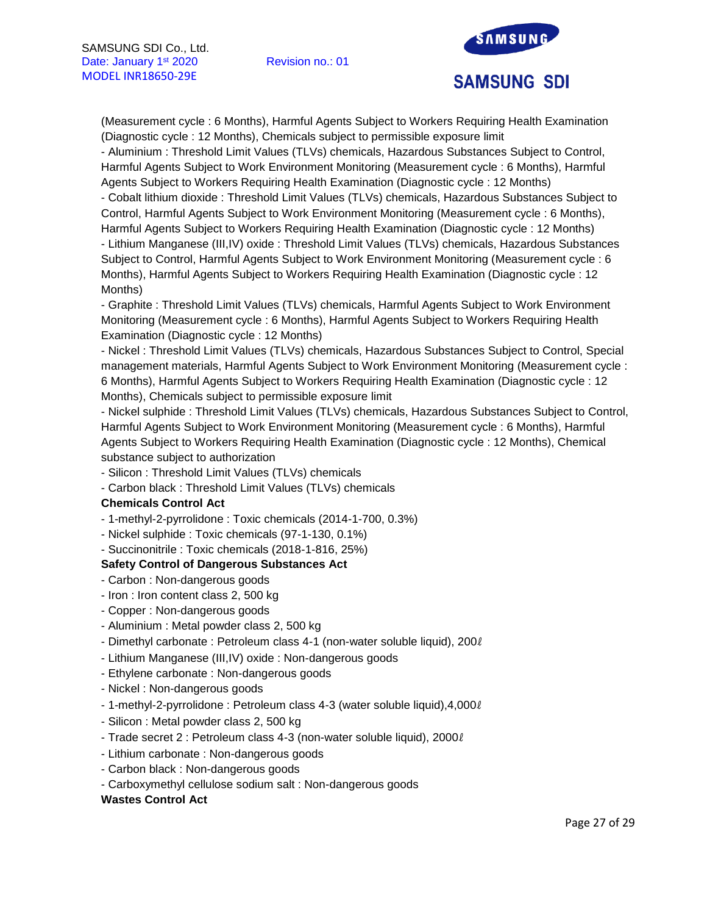(Measurement cycle : 6 Months), Harmful Agents Subject to Workers Requiring Health Examination (Diagnostic cycle : 12 Months), Chemicals subject to permissible exposure limit

- Aluminium : Threshold Limit Values (TLVs) chemicals, Hazardous Substances Subject to Control, Harmful Agents Subject to Work Environment Monitoring (Measurement cycle : 6 Months), Harmful Agents Subject to Workers Requiring Health Examination (Diagnostic cycle : 12 Months)
- Cobalt lithium dioxide : Threshold Limit Values (TLVs) chemicals, Hazardous Substances Subject to Control, Harmful Agents Subject to Work Environment Monitoring (Measurement cycle : 6 Months), Harmful Agents Subject to Workers Requiring Health Examination (Diagnostic cycle : 12 Months)
- Lithium Manganese (III,IV) oxide : Threshold Limit Values (TLVs) chemicals, Hazardous Substances Subject to Control, Harmful Agents Subject to Work Environment Monitoring (Measurement cycle : 6 Months), Harmful Agents Subject to Workers Requiring Health Examination (Diagnostic cycle : 12 Months)
- Graphite : Threshold Limit Values (TLVs) chemicals, Harmful Agents Subject to Work Environment Monitoring (Measurement cycle : 6 Months), Harmful Agents Subject to Workers Requiring Health Examination (Diagnostic cycle : 12 Months)
- Nickel : Threshold Limit Values (TLVs) chemicals, Hazardous Substances Subject to Control, Special management materials, Harmful Agents Subject to Work Environment Monitoring (Measurement cycle : 6 Months), Harmful Agents Subject to Workers Requiring Health Examination (Diagnostic cycle : 12 Months), Chemicals subject to permissible exposure limit
- Nickel sulphide : Threshold Limit Values (TLVs) chemicals, Hazardous Substances Subject to Control, Harmful Agents Subject to Work Environment Monitoring (Measurement cycle : 6 Months), Harmful Agents Subject to Workers Requiring Health Examination (Diagnostic cycle : 12 Months), Chemical substance subject to authorization
- Silicon : Threshold Limit Values (TLVs) chemicals
- Carbon black : Threshold Limit Values (TLVs) chemicals

**Chemicals Control Act**

- 1-methyl-2-pyrrolidone : Toxic chemicals (2014-1-700, 0.3%)
- Nickel sulphide : Toxic chemicals (97-1-130, 0.1%)
- Succinonitrile : Toxic chemicals (2018-1-816, 25%)

**Safety Control of Dangerous Substances Act**

- Carbon : Non-dangerous goods
- Iron : Iron content class 2, 500 kg
- Copper : Non-dangerous goods
- Aluminium : Metal powder class 2, 500 kg
- Dimethyl carbonate : Petroleum class 4-1 (non-water soluble liquid), 200ℓ
- Lithium Manganese (III,IV) oxide : Non-dangerous goods
- Ethylene carbonate : Non-dangerous goods
- Nickel : Non-dangerous goods
- 1-methyl-2-pyrrolidone : Petroleum class 4-3 (water soluble liquid),4,000ℓ
- Silicon : Metal powder class 2, 500 kg
- Trade secret 2 : Petroleum class 4-3 (non-water soluble liquid), 2000ℓ
- Lithium carbonate : Non-dangerous goods
- Carbon black : Non-dangerous goods
- Carboxymethyl cellulose sodium salt : Non-dangerous goods

**Wastes Control Act**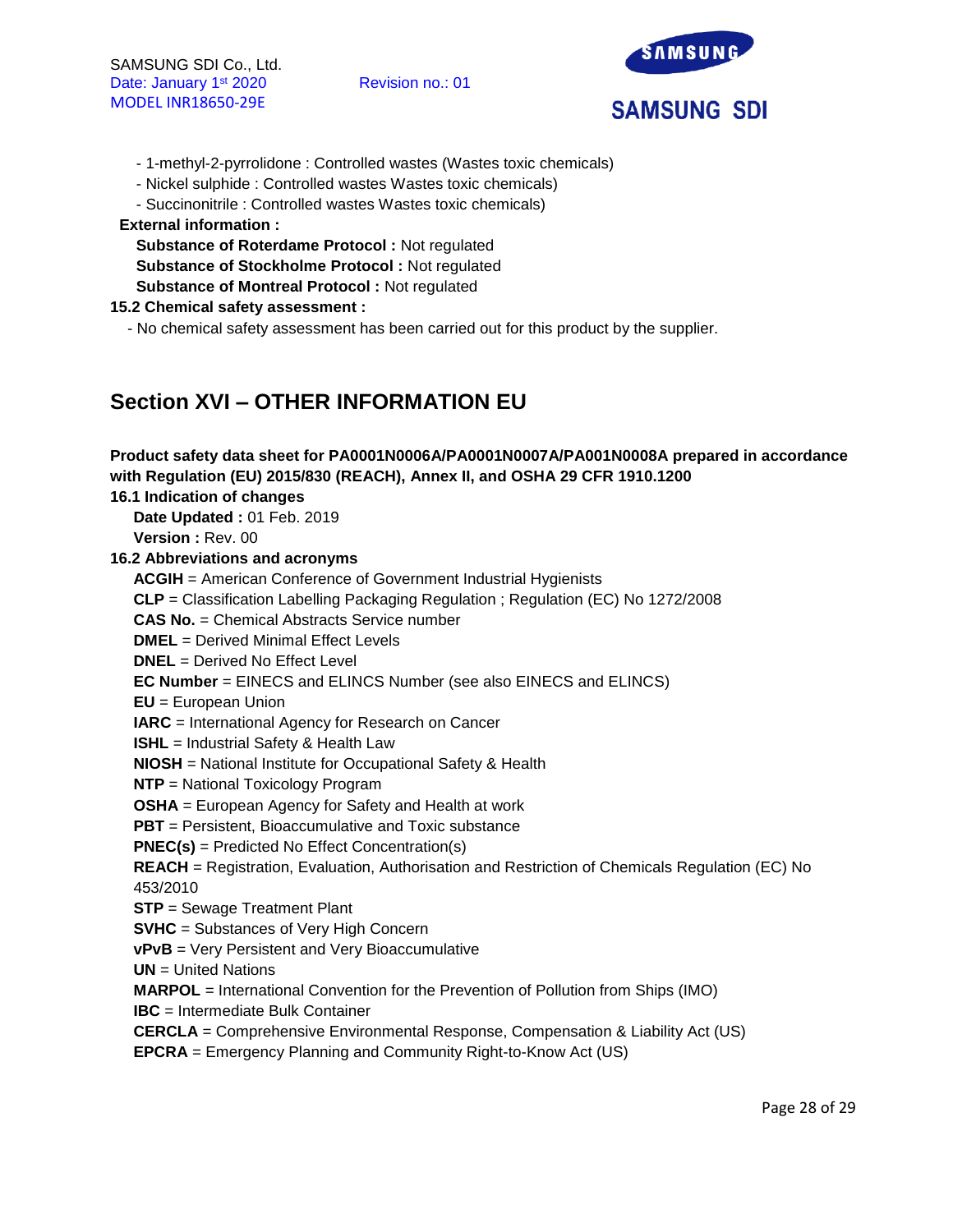- 1-methyl-2-pyrrolidone : Controlled wastes (Wastes toxic chemicals)
- Nickel sulphide : Controlled wastes Wastes toxic chemicals)
- Succinonitrile : Controlled wastes Wastes toxic chemicals)

**External information :**

**Substance of Roterdame Protocol :** Not regulated
**Substance of Stockholme Protocol :** Not regulated
**Substance of Montreal Protocol :** Not regulated

**15.2 Chemical safety assessment :**

- No chemical safety assessment has been carried out for this product by the supplier.

## Section XVI – OTHER INFORMATION EU

**Product safety data sheet for PA0001N0006A/PA0001N0007A/PA001N0008A prepared in accordance with Regulation (EU) 2015/830 (REACH), Annex II, and OSHA 29 CFR 1910.1200**

**16.1 Indication of changes**

**Date Updated :** 01 Feb. 2019
**Version :** Rev. 00

**16.2 Abbreviations and acronyms**

**ACGIH** = American Conference of Government Industrial Hygienists
**CLP** = Classification Labelling Packaging Regulation ; Regulation (EC) No 1272/2008
**CAS No.** = Chemical Abstracts Service number
**DMEL** = Derived Minimal Effect Levels
**DNEL** = Derived No Effect Level
**EC Number** = EINECS and ELINCS Number (see also EINECS and ELINCS)
**EU** = European Union
**IARC** = International Agency for Research on Cancer
**ISHL** = Industrial Safety & Health Law
**NIOSH** = National Institute for Occupational Safety & Health
**NTP** = National Toxicology Program
**OSHA** = European Agency for Safety and Health at work
**PBT** = Persistent, Bioaccumulative and Toxic substance
**PNEC(s)** = Predicted No Effect Concentration(s)
**REACH** = Registration, Evaluation, Authorisation and Restriction of Chemicals Regulation (EC) No 453/2010
**STP** = Sewage Treatment Plant
**SVHC** = Substances of Very High Concern
**vPvB** = Very Persistent and Very Bioaccumulative
**UN** = United Nations
**MARPOL** = International Convention for the Prevention of Pollution from Ships (IMO)
**IBC** = Intermediate Bulk Container
**CERCLA** = Comprehensive Environmental Response, Compensation & Liability Act (US)
**EPCRA** = Emergency Planning and Community Right-to-Know Act (US)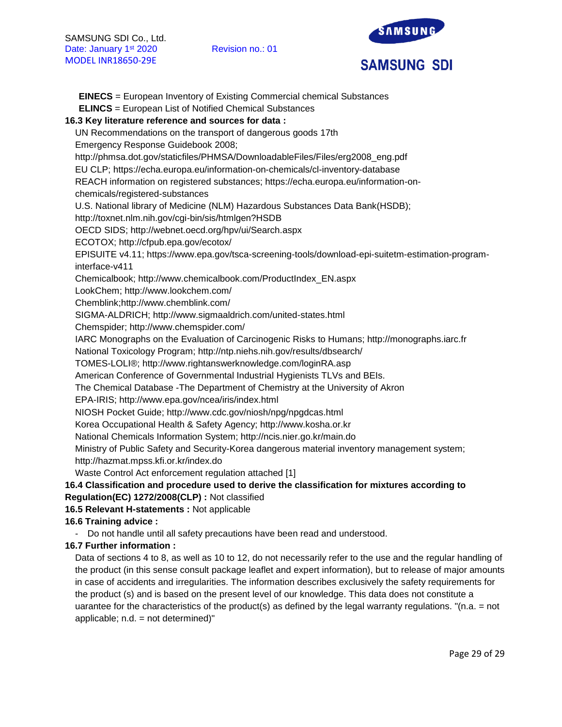**EINECS** = European Inventory of Existing Commercial chemical Substances
**ELINCS** = European List of Notified Chemical Substances

**16.3 Key literature reference and sources for data :**

UN Recommendations on the transport of dangerous goods 17th
Emergency Response Guidebook 2008;
http://phmsa.dot.gov/staticfiles/PHMSA/DownloadableFiles/Files/erg2008_eng.pdf
EU CLP; https://echa.europa.eu/information-on-chemicals/cl-inventory-database
REACH information on registered substances; https://echa.europa.eu/information-on-chemicals/registered-substances
U.S. National library of Medicine (NLM) Hazardous Substances Data Bank(HSDB);
http://toxnet.nlm.nih.gov/cgi-bin/sis/htmlgen?HSDB
OECD SIDS; http://webnet.oecd.org/hpv/ui/Search.aspx
ECOTOX; http://cfpub.epa.gov/ecotox/
EPISUITE v4.11; https://www.epa.gov/tsca-screening-tools/download-epi-suitetm-estimation-program-interface-v411
Chemicalbook; http://www.chemicalbook.com/ProductIndex_EN.aspx
LookChem; http://www.lookchem.com/
Chemblink;http://www.chemblink.com/
SIGMA-ALDRICH; http://www.sigmaaldrich.com/united-states.html
Chemspider; http://www.chemspider.com/
IARC Monographs on the Evaluation of Carcinogenic Risks to Humans; http://monographs.iarc.fr
National Toxicology Program; http://ntp.niehs.nih.gov/results/dbsearch/
TOMES-LOLI®; http://www.rightanswerknowledge.com/loginRA.asp
American Conference of Governmental Industrial Hygienists TLVs and BEIs.
The Chemical Database -The Department of Chemistry at the University of Akron
EPA-IRIS; http://www.epa.gov/ncea/iris/index.html
NIOSH Pocket Guide; http://www.cdc.gov/niosh/npg/npgdcas.html
Korea Occupational Health & Safety Agency; http://www.kosha.or.kr
National Chemicals Information System; http://ncis.nier.go.kr/main.do
Ministry of Public Safety and Security-Korea dangerous material inventory management system;
http://hazmat.mpss.kfi.or.kr/index.do
Waste Control Act enforcement regulation attached [1]

**16.4 Classification and procedure used to derive the classification for mixtures according to Regulation(EC) 1272/2008(CLP) :** Not classified

**16.5 Relevant H-statements :** Not applicable

**16.6 Training advice :**

- Do not handle until all safety precautions have been read and understood.

**16.7 Further information :**

Data of sections 4 to 8, as well as 10 to 12, do not necessarily refer to the use and the regular handling of the product (in this sense consult package leaflet and expert information), but to release of major amounts in case of accidents and irregularities. The information describes exclusively the safety requirements for the product (s) and is based on the present level of our knowledge. This data does not constitute a uarantee for the characteristics of the product(s) as defined by the legal warranty regulations. "(n.a. = not applicable; n.d. = not determined)"